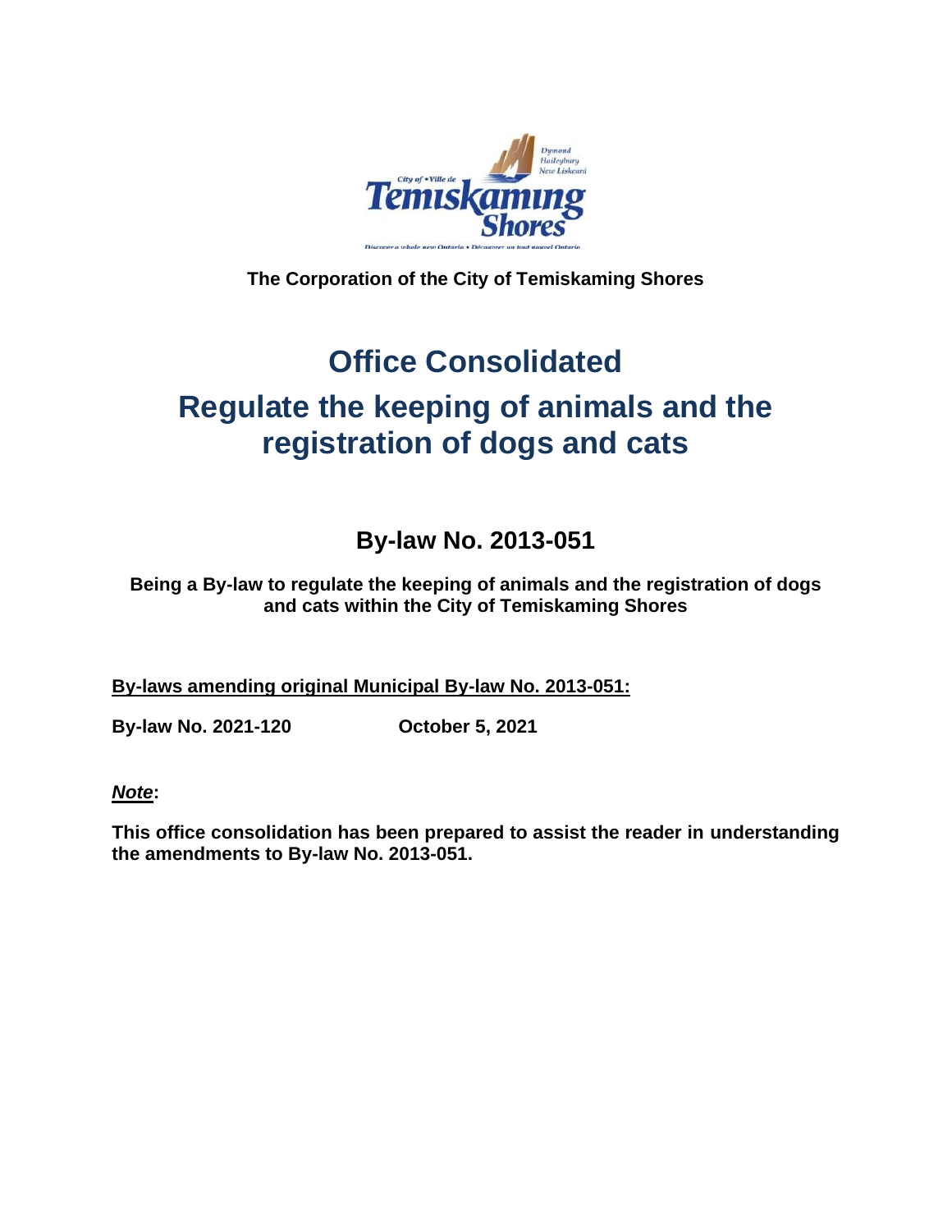The Corporation of the City of Temiskaming Shores

# Office Consolidated

# Regulate the keeping of animals and the registration of dogs and cats

## By-law No. 2013-051

**Being a By-law to regulate the keeping of animals and the registration of dogs and cats within the City of Temiskaming Shores**

**By-laws amending original Municipal By-law No. 2013-051:**

**By-law No. 2021-120 October 5, 2021**

***Note*:**

**This office consolidation has been prepared to assist the reader in understanding the amendments to By-law No. 2013-051.**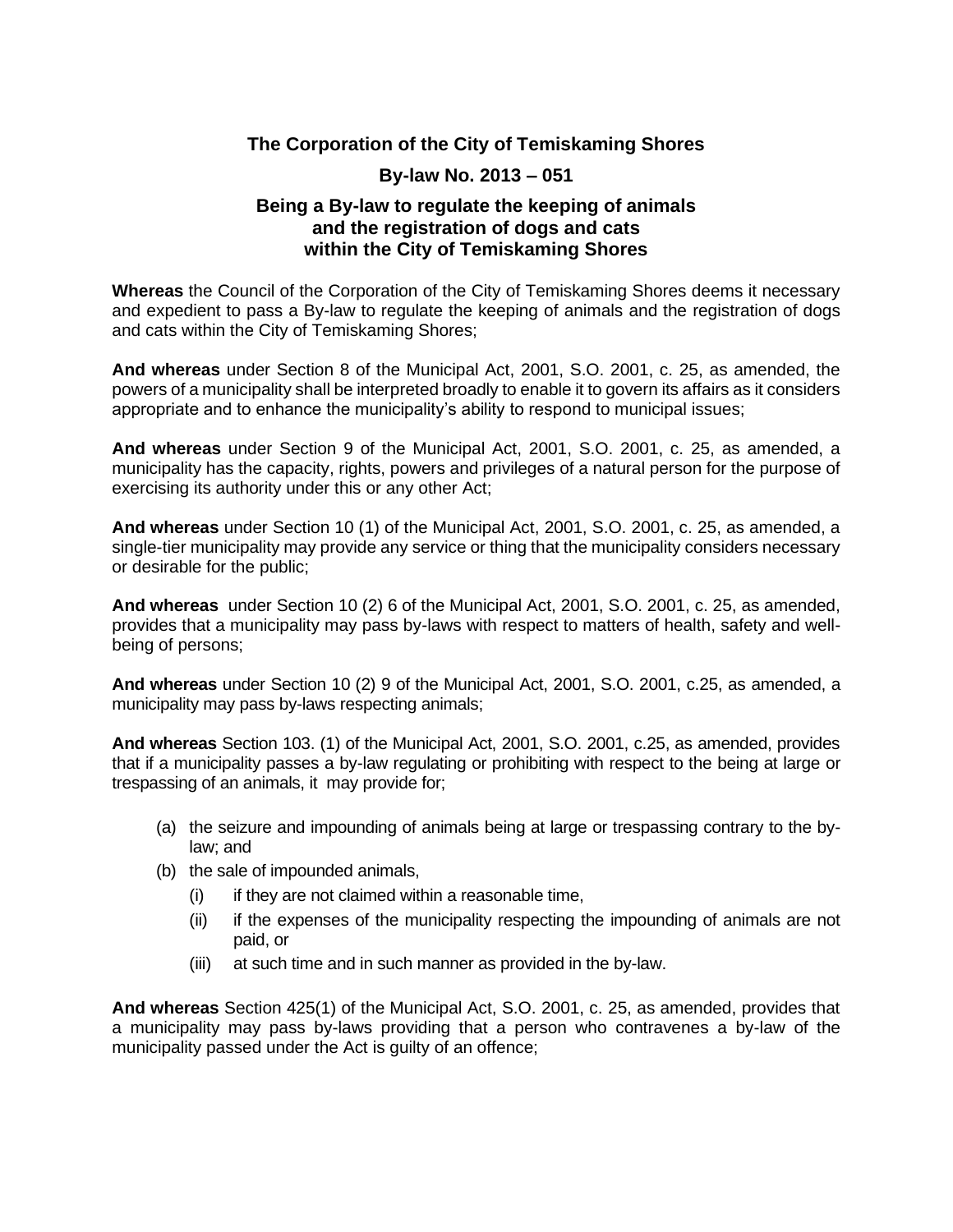**The Corporation of the City of Temiskaming Shores**

**By-law No. 2013 – 051**

**Being a By-law to regulate the keeping of animals and the registration of dogs and cats within the City of Temiskaming Shores**

**Whereas** the Council of the Corporation of the City of Temiskaming Shores deems it necessary and expedient to pass a By-law to regulate the keeping of animals and the registration of dogs and cats within the City of Temiskaming Shores;

**And whereas** under Section 8 of the Municipal Act, 2001, S.O. 2001, c. 25, as amended, the powers of a municipality shall be interpreted broadly to enable it to govern its affairs as it considers appropriate and to enhance the municipality's ability to respond to municipal issues;

**And whereas** under Section 9 of the Municipal Act, 2001, S.O. 2001, c. 25, as amended, a municipality has the capacity, rights, powers and privileges of a natural person for the purpose of exercising its authority under this or any other Act;

**And whereas** under Section 10 (1) of the Municipal Act, 2001, S.O. 2001, c. 25, as amended, a single-tier municipality may provide any service or thing that the municipality considers necessary or desirable for the public;

**And whereas** under Section 10 (2) 6 of the Municipal Act, 2001, S.O. 2001, c. 25, as amended, provides that a municipality may pass by-laws with respect to matters of health, safety and well-being of persons;

**And whereas** under Section 10 (2) 9 of the Municipal Act, 2001, S.O. 2001, c.25, as amended, a municipality may pass by-laws respecting animals;

**And whereas** Section 103. (1) of the Municipal Act, 2001, S.O. 2001, c.25, as amended, provides that if a municipality passes a by-law regulating or prohibiting with respect to the being at large or trespassing of an animals, it may provide for;

- (a) the seizure and impounding of animals being at large or trespassing contrary to the by-law; and
- (b) the sale of impounded animals,
  - (i) if they are not claimed within a reasonable time,
  - (ii) if the expenses of the municipality respecting the impounding of animals are not paid, or
  - (iii) at such time and in such manner as provided in the by-law.

**And whereas** Section 425(1) of the Municipal Act, S.O. 2001, c. 25, as amended, provides that a municipality may pass by-laws providing that a person who contravenes a by-law of the municipality passed under the Act is guilty of an offence;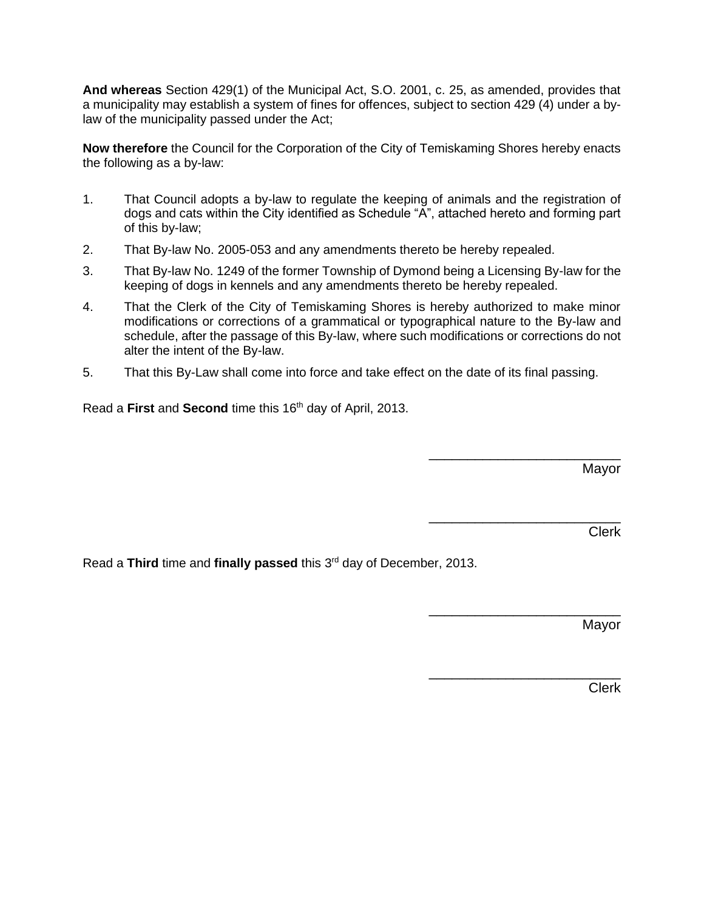**And whereas** Section 429(1) of the Municipal Act, S.O. 2001, c. 25, as amended, provides that a municipality may establish a system of fines for offences, subject to section 429 (4) under a by-law of the municipality passed under the Act;

**Now therefore** the Council for the Corporation of the City of Temiskaming Shores hereby enacts the following as a by-law:

1. That Council adopts a by-law to regulate the keeping of animals and the registration of dogs and cats within the City identified as Schedule "A", attached hereto and forming part of this by-law;
2. That By-law No. 2005-053 and any amendments thereto be hereby repealed.
3. That By-law No. 1249 of the former Township of Dymond being a Licensing By-law for the keeping of dogs in kennels and any amendments thereto be hereby repealed.
4. That the Clerk of the City of Temiskaming Shores is hereby authorized to make minor modifications or corrections of a grammatical or typographical nature to the By-law and schedule, after the passage of this By-law, where such modifications or corrections do not alter the intent of the By-law.
5. That this By-Law shall come into force and take effect on the date of its final passing.

Read a **First** and **Second** time this 16th day of April, 2013.

\_\_\_\_\_\_\_\_\_\_\_\_\_\_\_\_\_\_\_\_\_\_\_\_\_

Mayor

\_\_\_\_\_\_\_\_\_\_\_\_\_\_\_\_\_\_\_\_\_\_\_\_\_

Clerk

Read a **Third** time and **finally passed** this 3rd day of December, 2013.

\_\_\_\_\_\_\_\_\_\_\_\_\_\_\_\_\_\_\_\_\_\_\_\_\_

Mayor

\_\_\_\_\_\_\_\_\_\_\_\_\_\_\_\_\_\_\_\_\_\_\_\_\_

Clerk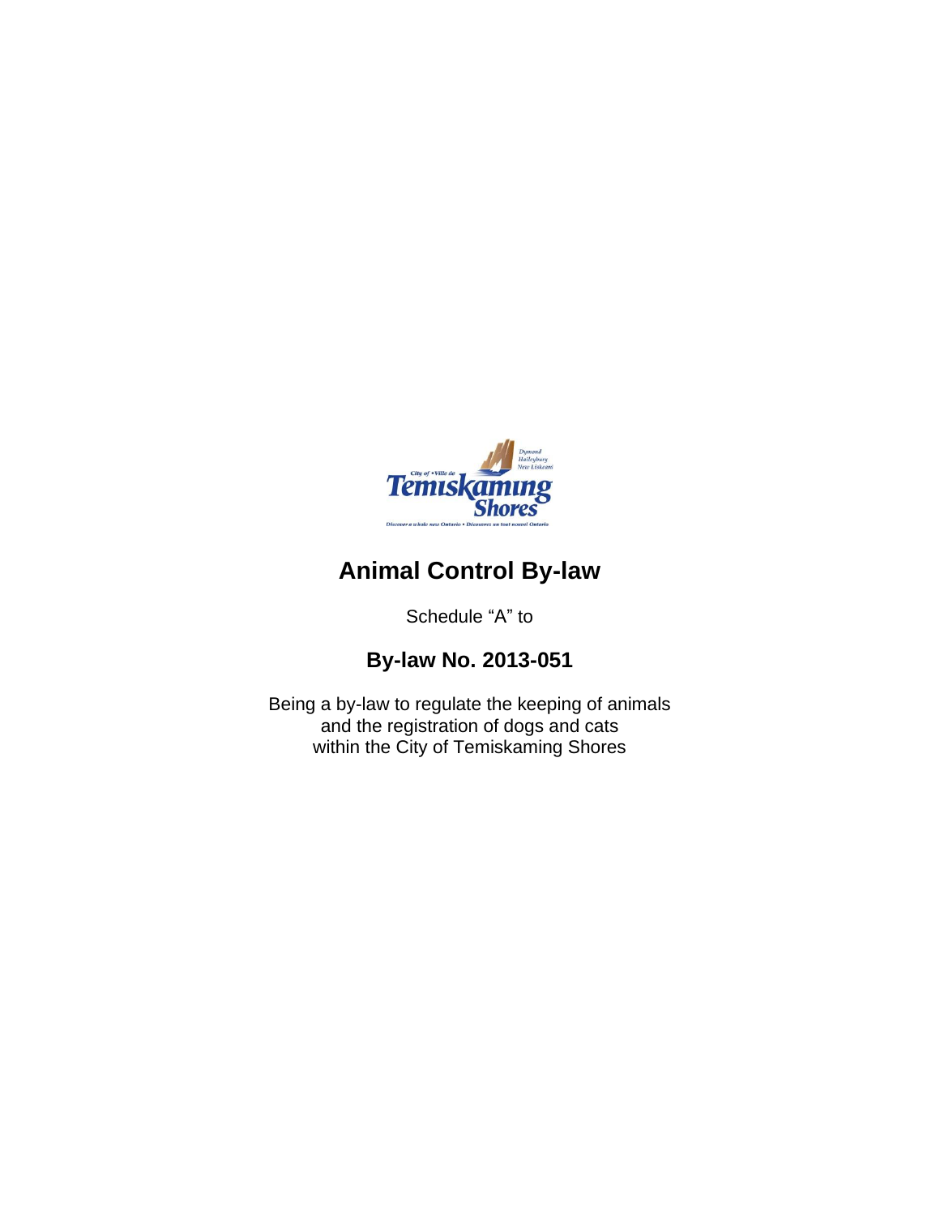# Animal Control By-law

Schedule "A" to

## By-law No. 2013-051

Being a by-law to regulate the keeping of animals
and the registration of dogs and cats
within the City of Temiskaming Shores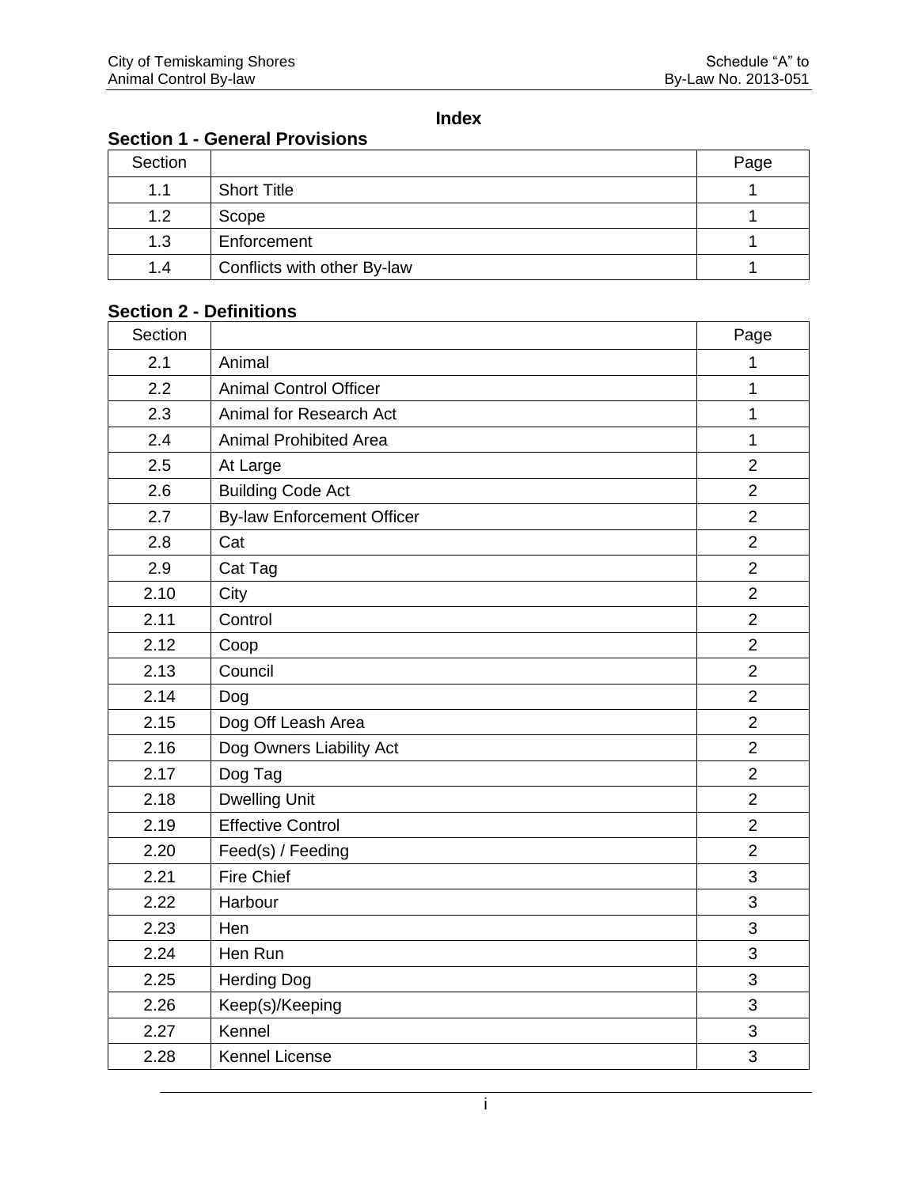# Index

## Section 1 - General Provisions

| Section | | Page |
|---|---|---|
| 1.1 | Short Title | 1 |
| 1.2 | Scope | 1 |
| 1.3 | Enforcement | 1 |
| 1.4 | Conflicts with other By-law | 1 |

## Section 2 - Definitions

| Section | | Page |
|---|---|---|
| 2.1 | Animal | 1 |
| 2.2 | Animal Control Officer | 1 |
| 2.3 | Animal for Research Act | 1 |
| 2.4 | Animal Prohibited Area | 1 |
| 2.5 | At Large | 2 |
| 2.6 | Building Code Act | 2 |
| 2.7 | By-law Enforcement Officer | 2 |
| 2.8 | Cat | 2 |
| 2.9 | Cat Tag | 2 |
| 2.10 | City | 2 |
| 2.11 | Control | 2 |
| 2.12 | Coop | 2 |
| 2.13 | Council | 2 |
| 2.14 | Dog | 2 |
| 2.15 | Dog Off Leash Area | 2 |
| 2.16 | Dog Owners Liability Act | 2 |
| 2.17 | Dog Tag | 2 |
| 2.18 | Dwelling Unit | 2 |
| 2.19 | Effective Control | 2 |
| 2.20 | Feed(s) / Feeding | 2 |
| 2.21 | Fire Chief | 3 |
| 2.22 | Harbour | 3 |
| 2.23 | Hen | 3 |
| 2.24 | Hen Run | 3 |
| 2.25 | Herding Dog | 3 |
| 2.26 | Keep(s)/Keeping | 3 |
| 2.27 | Kennel | 3 |
| 2.28 | Kennel License | 3 |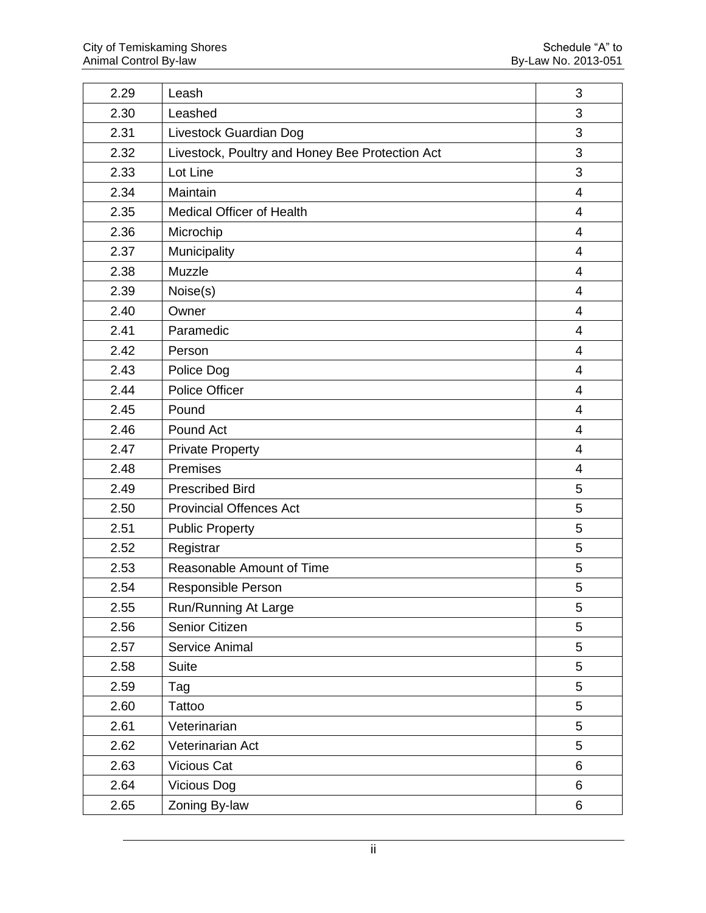| 2.29 | Leash | 3 |
|---|---|---|
| 2.30 | Leashed | 3 |
| 2.31 | Livestock Guardian Dog | 3 |
| 2.32 | Livestock, Poultry and Honey Bee Protection Act | 3 |
| 2.33 | Lot Line | 3 |
| 2.34 | Maintain | 4 |
| 2.35 | Medical Officer of Health | 4 |
| 2.36 | Microchip | 4 |
| 2.37 | Municipality | 4 |
| 2.38 | Muzzle | 4 |
| 2.39 | Noise(s) | 4 |
| 2.40 | Owner | 4 |
| 2.41 | Paramedic | 4 |
| 2.42 | Person | 4 |
| 2.43 | Police Dog | 4 |
| 2.44 | Police Officer | 4 |
| 2.45 | Pound | 4 |
| 2.46 | Pound Act | 4 |
| 2.47 | Private Property | 4 |
| 2.48 | Premises | 4 |
| 2.49 | Prescribed Bird | 5 |
| 2.50 | Provincial Offences Act | 5 |
| 2.51 | Public Property | 5 |
| 2.52 | Registrar | 5 |
| 2.53 | Reasonable Amount of Time | 5 |
| 2.54 | Responsible Person | 5 |
| 2.55 | Run/Running At Large | 5 |
| 2.56 | Senior Citizen | 5 |
| 2.57 | Service Animal | 5 |
| 2.58 | Suite | 5 |
| 2.59 | Tag | 5 |
| 2.60 | Tattoo | 5 |
| 2.61 | Veterinarian | 5 |
| 2.62 | Veterinarian Act | 5 |
| 2.63 | Vicious Cat | 6 |
| 2.64 | Vicious Dog | 6 |
| 2.65 | Zoning By-law | 6 |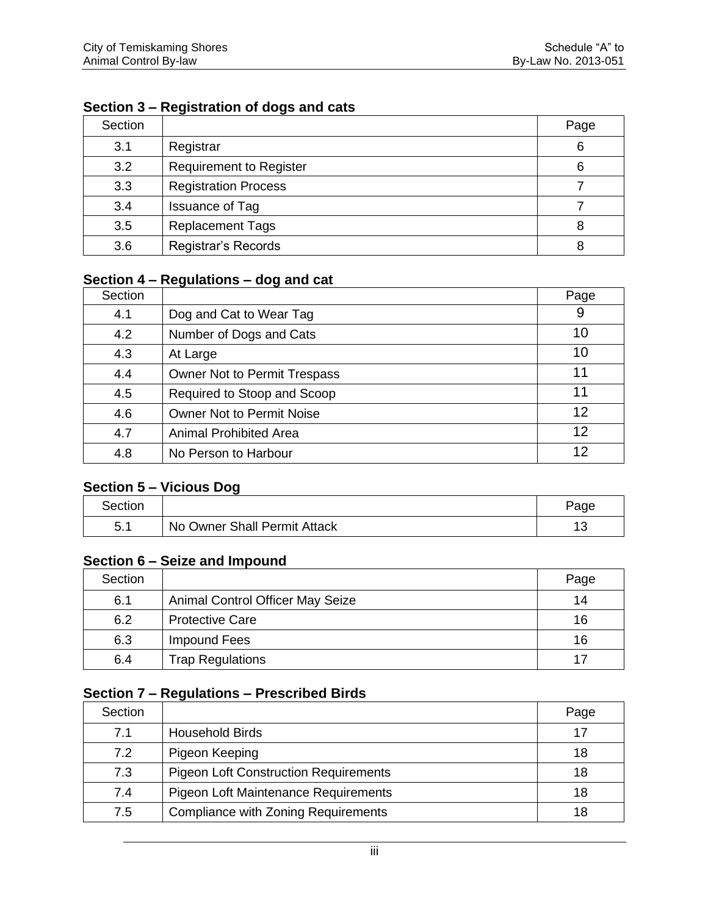### Section 3 – Registration of dogs and cats

| Section | | Page |
|---|---|---|
| 3.1 | Registrar | 6 |
| 3.2 | Requirement to Register | 6 |
| 3.3 | Registration Process | 7 |
| 3.4 | Issuance of Tag | 7 |
| 3.5 | Replacement Tags | 8 |
| 3.6 | Registrar's Records | 8 |

### Section 4 – Regulations – dog and cat

| Section | | Page |
|---|---|---|
| 4.1 | Dog and Cat to Wear Tag | 9 |
| 4.2 | Number of Dogs and Cats | 10 |
| 4.3 | At Large | 10 |
| 4.4 | Owner Not to Permit Trespass | 11 |
| 4.5 | Required to Stoop and Scoop | 11 |
| 4.6 | Owner Not to Permit Noise | 12 |
| 4.7 | Animal Prohibited Area | 12 |
| 4.8 | No Person to Harbour | 12 |

### Section 5 – Vicious Dog

| Section | | Page |
|---|---|---|
| 5.1 | No Owner Shall Permit Attack | 13 |

### Section 6 – Seize and Impound

| Section | | Page |
|---|---|---|
| 6.1 | Animal Control Officer May Seize | 14 |
| 6.2 | Protective Care | 16 |
| 6.3 | Impound Fees | 16 |
| 6.4 | Trap Regulations | 17 |

### Section 7 – Regulations – Prescribed Birds

| Section | | Page |
|---|---|---|
| 7.1 | Household Birds | 17 |
| 7.2 | Pigeon Keeping | 18 |
| 7.3 | Pigeon Loft Construction Requirements | 18 |
| 7.4 | Pigeon Loft Maintenance Requirements | 18 |
| 7.5 | Compliance with Zoning Requirements | 18 |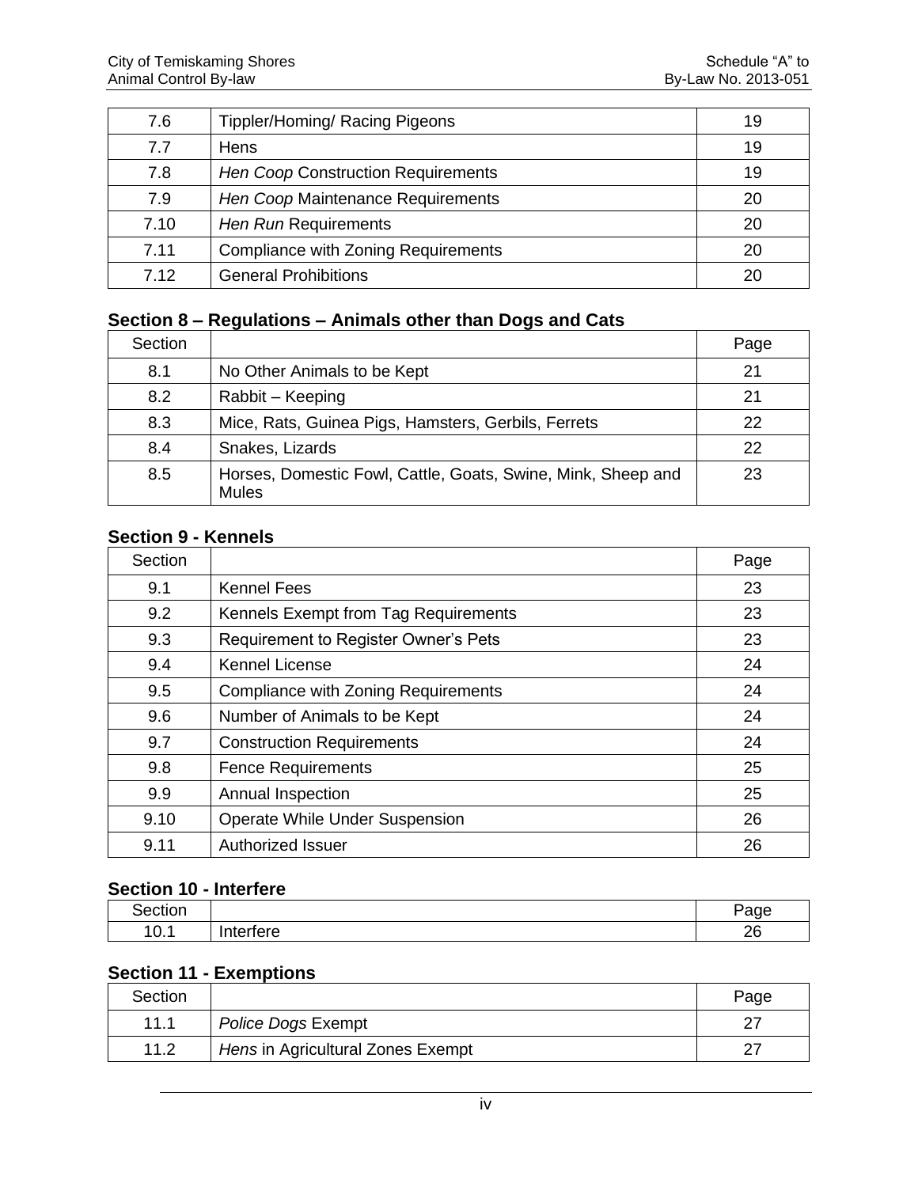| | | |
|---|---|---|
| 7.6 | Tippler/Homing/ Racing Pigeons | 19 |
| 7.7 | Hens | 19 |
| 7.8 | *Hen Coop* Construction Requirements | 19 |
| 7.9 | *Hen Coop* Maintenance Requirements | 20 |
| 7.10 | *Hen Run* Requirements | 20 |
| 7.11 | Compliance with Zoning Requirements | 20 |
| 7.12 | General Prohibitions | 20 |

**Section 8 – Regulations – Animals other than Dogs and Cats**

| Section | | Page |
|---|---|---|
| 8.1 | No Other Animals to be Kept | 21 |
| 8.2 | Rabbit – Keeping | 21 |
| 8.3 | Mice, Rats, Guinea Pigs, Hamsters, Gerbils, Ferrets | 22 |
| 8.4 | Snakes, Lizards | 22 |
| 8.5 | Horses, Domestic Fowl, Cattle, Goats, Swine, Mink, Sheep and Mules | 23 |

**Section 9 - Kennels**

| Section | | Page |
|---|---|---|
| 9.1 | Kennel Fees | 23 |
| 9.2 | Kennels Exempt from Tag Requirements | 23 |
| 9.3 | Requirement to Register Owner's Pets | 23 |
| 9.4 | Kennel License | 24 |
| 9.5 | Compliance with Zoning Requirements | 24 |
| 9.6 | Number of Animals to be Kept | 24 |
| 9.7 | Construction Requirements | 24 |
| 9.8 | Fence Requirements | 25 |
| 9.9 | Annual Inspection | 25 |
| 9.10 | Operate While Under Suspension | 26 |
| 9.11 | Authorized Issuer | 26 |

**Section 10 - Interfere**

| Section | | Page |
|---|---|---|
| 10.1 | Interfere | 26 |

**Section 11 - Exemptions**

| Section | | Page |
|---|---|---|
| 11.1 | *Police Dogs* Exempt | 27 |
| 11.2 | *Hens* in Agricultural Zones Exempt | 27 |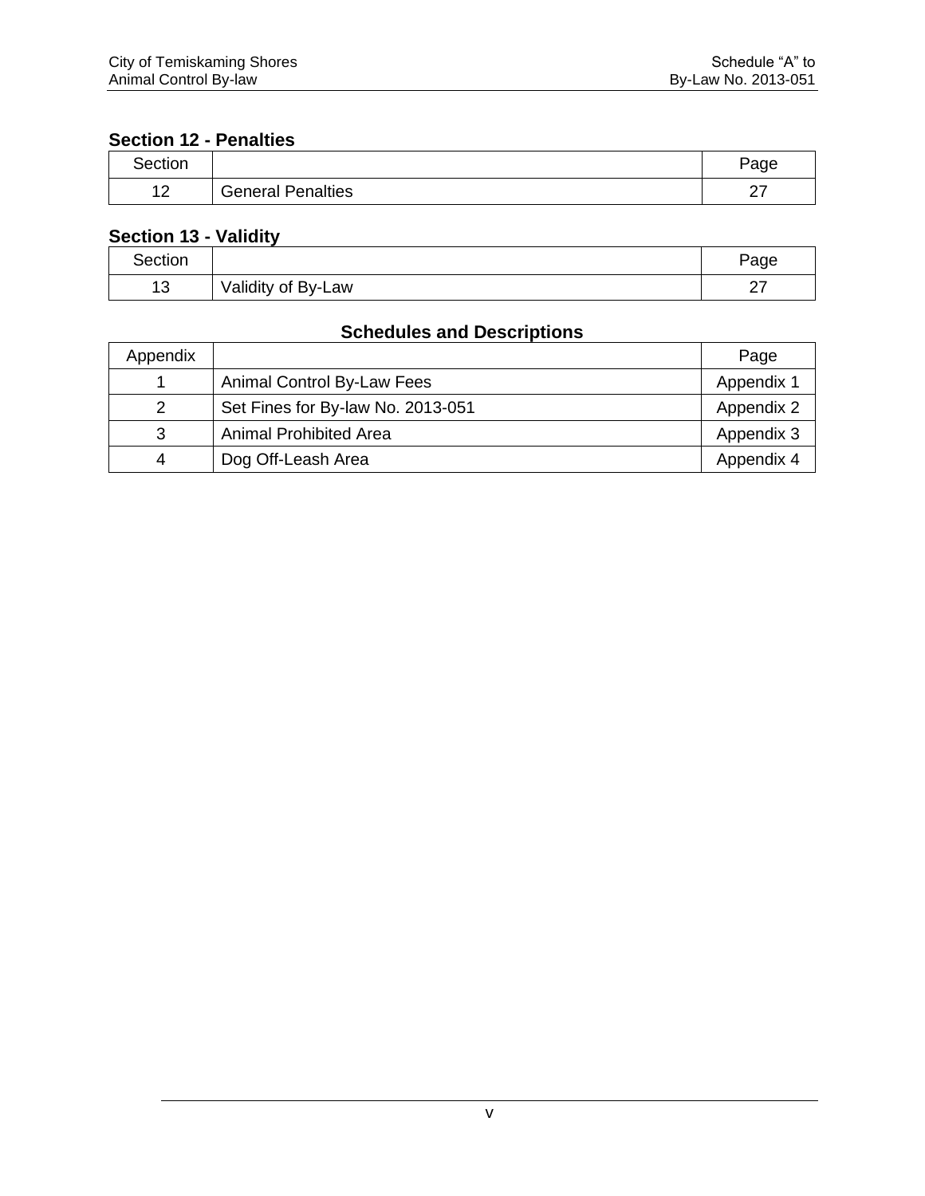### Section 12 - Penalties

| Section | | Page |
|---|---|---|
| 12 | General Penalties | 27 |

### Section 13 - Validity

| Section | | Page |
|---|---|---|
| 13 | Validity of By-Law | 27 |

### Schedules and Descriptions

| Appendix | | Page |
|---|---|---|
| 1 | Animal Control By-Law Fees | Appendix 1 |
| 2 | Set Fines for By-law No. 2013-051 | Appendix 2 |
| 3 | Animal Prohibited Area | Appendix 3 |
| 4 | Dog Off-Leash Area | Appendix 4 |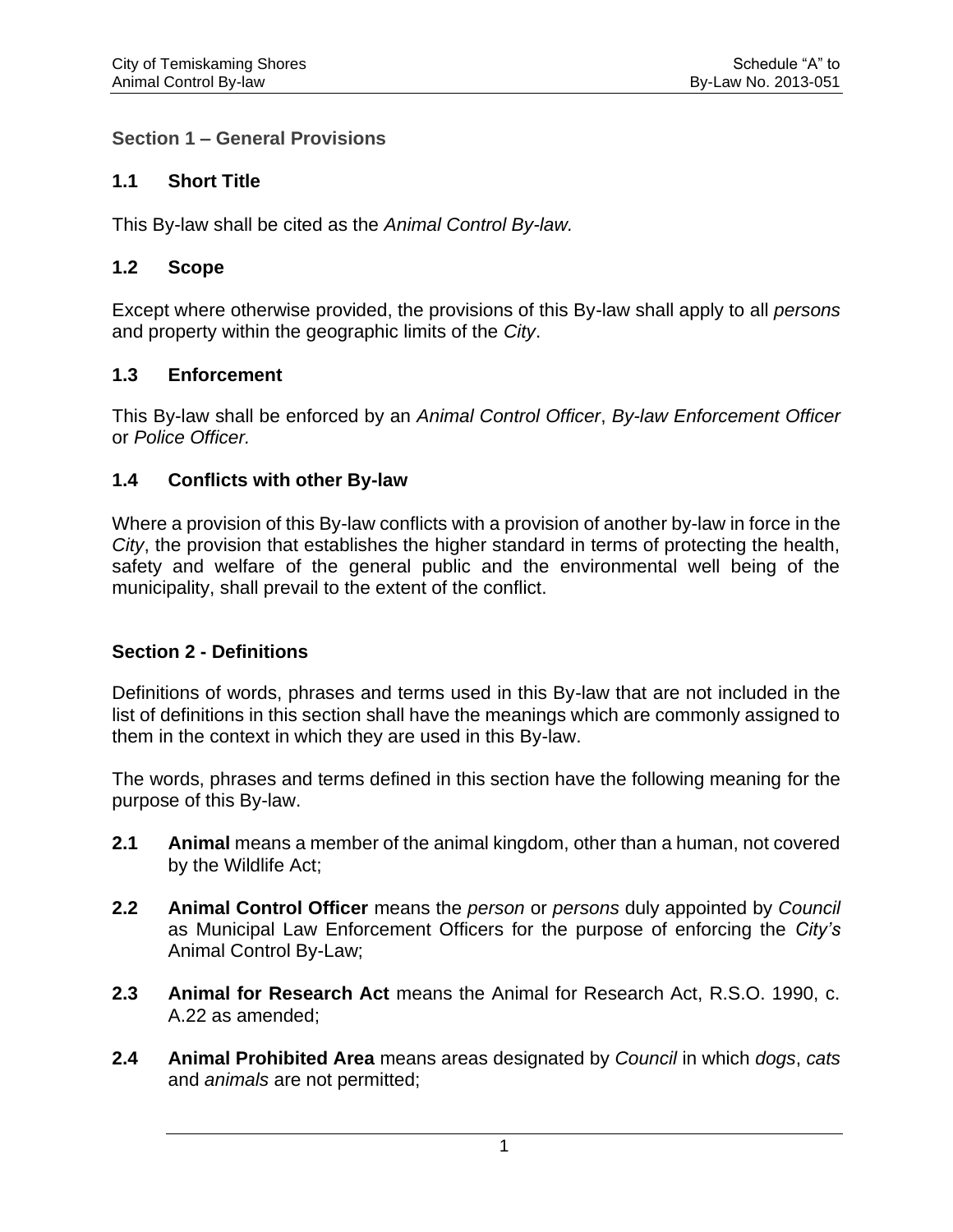## Section 1 – General Provisions

### 1.1 Short Title

This By-law shall be cited as the *Animal Control By-law.*

### 1.2 Scope

Except where otherwise provided, the provisions of this By-law shall apply to all *persons* and property within the geographic limits of the *City*.

### 1.3 Enforcement

This By-law shall be enforced by an *Animal Control Officer*, *By-law Enforcement Officer* or *Police Officer.*

### 1.4 Conflicts with other By-law

Where a provision of this By-law conflicts with a provision of another by-law in force in the *City*, the provision that establishes the higher standard in terms of protecting the health, safety and welfare of the general public and the environmental well being of the municipality, shall prevail to the extent of the conflict.

## Section 2 - Definitions

Definitions of words, phrases and terms used in this By-law that are not included in the list of definitions in this section shall have the meanings which are commonly assigned to them in the context in which they are used in this By-law.

The words, phrases and terms defined in this section have the following meaning for the purpose of this By-law.

**2.1** **Animal** means a member of the animal kingdom, other than a human, not covered by the Wildlife Act;

**2.2** **Animal Control Officer** means the *person* or *persons* duly appointed by *Council* as Municipal Law Enforcement Officers for the purpose of enforcing the *City's* Animal Control By-Law;

**2.3** **Animal for Research Act** means the Animal for Research Act, R.S.O. 1990, c. A.22 as amended;

**2.4** **Animal Prohibited Area** means areas designated by *Council* in which *dogs*, *cats* and *animals* are not permitted;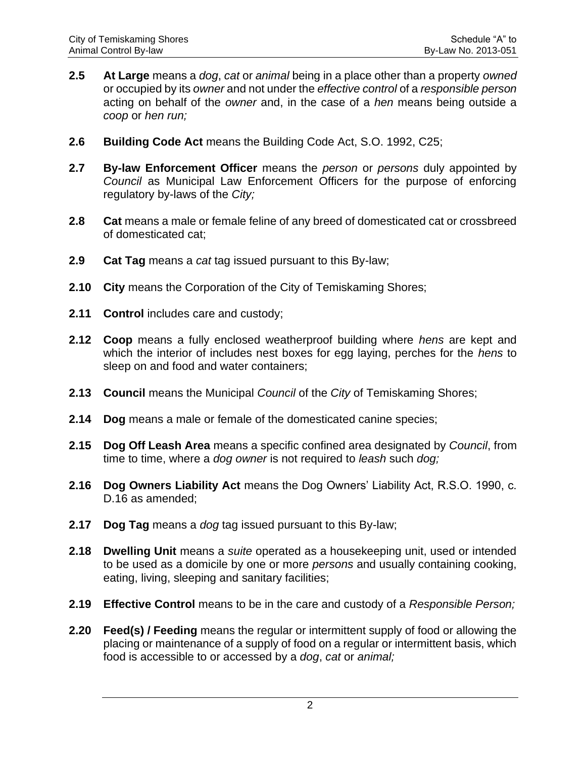**2.5 At Large** means a *dog*, *cat* or *animal* being in a place other than a property *owned* or occupied by its *owner* and not under the *effective control* of a *responsible person* acting on behalf of the *owner* and, in the case of a *hen* means being outside a *coop* or *hen run;*

**2.6 Building Code Act** means the Building Code Act, S.O. 1992, C25;

**2.7 By-law Enforcement Officer** means the *person* or *persons* duly appointed by *Council* as Municipal Law Enforcement Officers for the purpose of enforcing regulatory by-laws of the *City;*

**2.8 Cat** means a male or female feline of any breed of domesticated cat or crossbreed of domesticated cat;

**2.9 Cat Tag** means a *cat* tag issued pursuant to this By-law;

**2.10 City** means the Corporation of the City of Temiskaming Shores;

**2.11 Control** includes care and custody;

**2.12 Coop** means a fully enclosed weatherproof building where *hens* are kept and which the interior of includes nest boxes for egg laying, perches for the *hens* to sleep on and food and water containers;

**2.13 Council** means the Municipal *Council* of the *City* of Temiskaming Shores;

**2.14 Dog** means a male or female of the domesticated canine species;

**2.15 Dog Off Leash Area** means a specific confined area designated by *Council*, from time to time, where a *dog owner* is not required to *leash* such *dog;*

**2.16 Dog Owners Liability Act** means the Dog Owners' Liability Act, R.S.O. 1990, c. D.16 as amended;

**2.17 Dog Tag** means a *dog* tag issued pursuant to this By-law;

**2.18 Dwelling Unit** means a *suite* operated as a housekeeping unit, used or intended to be used as a domicile by one or more *persons* and usually containing cooking, eating, living, sleeping and sanitary facilities;

**2.19 Effective Control** means to be in the care and custody of a *Responsible Person;*

**2.20 Feed(s) / Feeding** means the regular or intermittent supply of food or allowing the placing or maintenance of a supply of food on a regular or intermittent basis, which food is accessible to or accessed by a *dog*, *cat* or *animal;*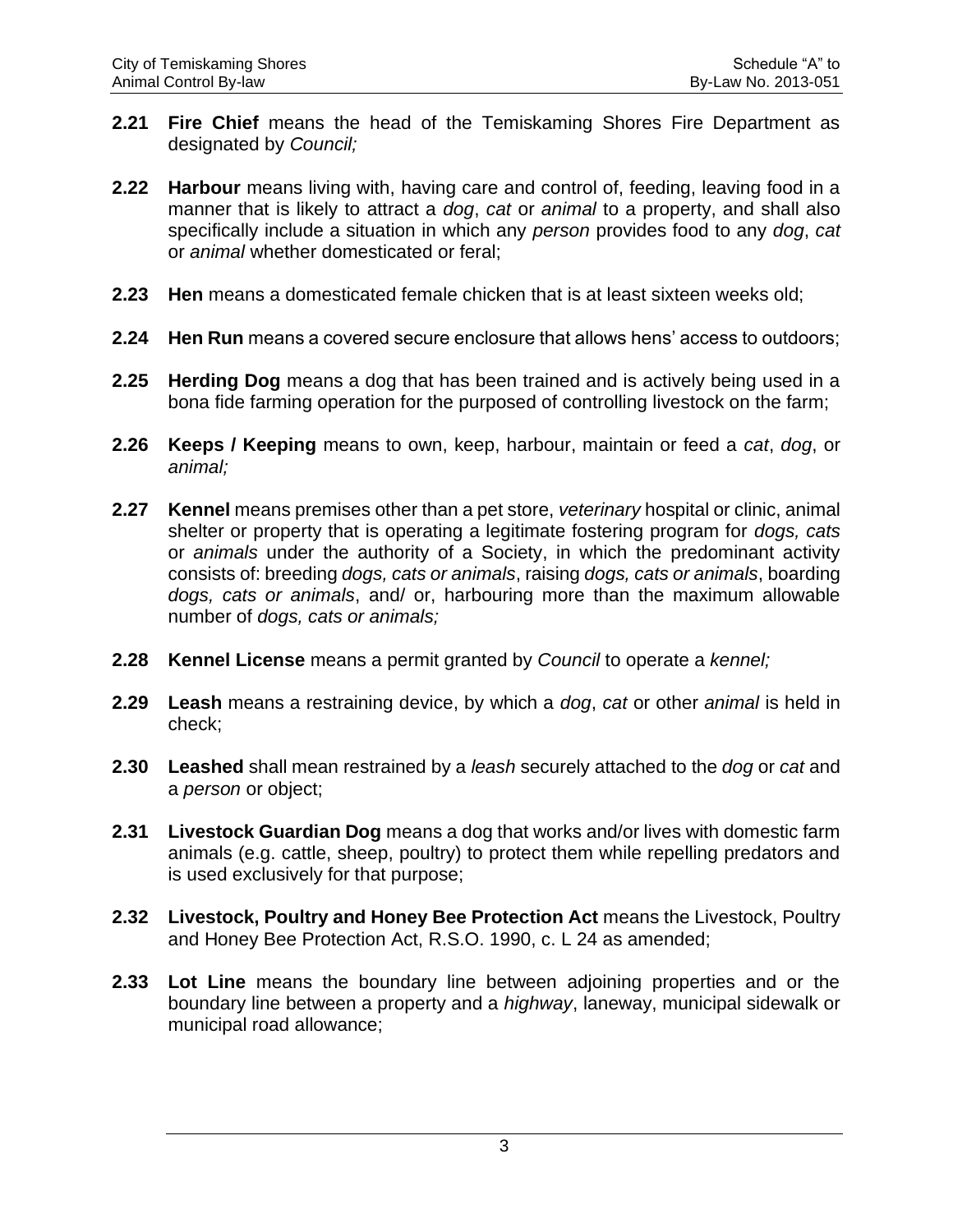**2.21 Fire Chief** means the head of the Temiskaming Shores Fire Department as designated by *Council;*

**2.22 Harbour** means living with, having care and control of, feeding, leaving food in a manner that is likely to attract a *dog*, *cat* or *animal* to a property, and shall also specifically include a situation in which any *person* provides food to any *dog*, *cat* or *animal* whether domesticated or feral;

**2.23 Hen** means a domesticated female chicken that is at least sixteen weeks old;

**2.24 Hen Run** means a covered secure enclosure that allows hens' access to outdoors;

**2.25 Herding Dog** means a dog that has been trained and is actively being used in a bona fide farming operation for the purposed of controlling livestock on the farm;

**2.26 Keeps / Keeping** means to own, keep, harbour, maintain or feed a *cat*, *dog*, or *animal;*

**2.27 Kennel** means premises other than a pet store, *veterinary* hospital or clinic, animal shelter or property that is operating a legitimate fostering program for *dogs, cats* or *animals* under the authority of a Society, in which the predominant activity consists of: breeding *dogs, cats or animals*, raising *dogs, cats or animals*, boarding *dogs, cats or animals*, and/ or, harbouring more than the maximum allowable number of *dogs, cats or animals;*

**2.28 Kennel License** means a permit granted by *Council* to operate a *kennel;*

**2.29 Leash** means a restraining device, by which a *dog*, *cat* or other *animal* is held in check;

**2.30 Leashed** shall mean restrained by a *leash* securely attached to the *dog* or *cat* and a *person* or object;

**2.31 Livestock Guardian Dog** means a dog that works and/or lives with domestic farm animals (e.g. cattle, sheep, poultry) to protect them while repelling predators and is used exclusively for that purpose;

**2.32 Livestock, Poultry and Honey Bee Protection Act** means the Livestock, Poultry and Honey Bee Protection Act, R.S.O. 1990, c. L 24 as amended;

**2.33 Lot Line** means the boundary line between adjoining properties and or the boundary line between a property and a *highway*, laneway, municipal sidewalk or municipal road allowance;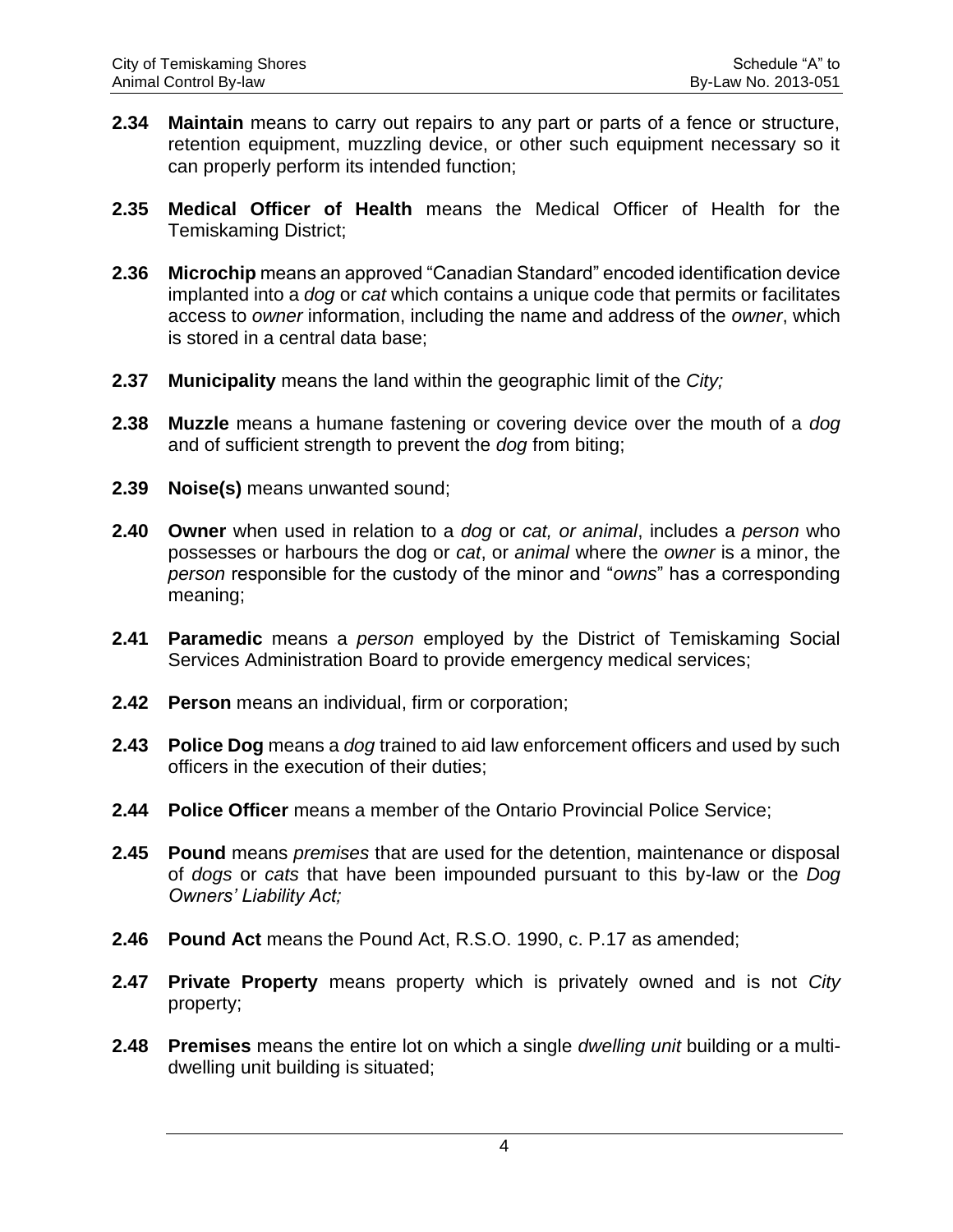**2.34 Maintain** means to carry out repairs to any part or parts of a fence or structure, retention equipment, muzzling device, or other such equipment necessary so it can properly perform its intended function;

**2.35 Medical Officer of Health** means the Medical Officer of Health for the Temiskaming District;

**2.36 Microchip** means an approved "Canadian Standard" encoded identification device implanted into a *dog* or *cat* which contains a unique code that permits or facilitates access to *owner* information, including the name and address of the *owner*, which is stored in a central data base;

**2.37 Municipality** means the land within the geographic limit of the *City;*

**2.38 Muzzle** means a humane fastening or covering device over the mouth of a *dog* and of sufficient strength to prevent the *dog* from biting;

**2.39 Noise(s)** means unwanted sound;

**2.40 Owner** when used in relation to a *dog* or *cat, or animal*, includes a *person* who possesses or harbours the dog or *cat*, or *animal* where the *owner* is a minor, the *person* responsible for the custody of the minor and "*owns*" has a corresponding meaning;

**2.41 Paramedic** means a *person* employed by the District of Temiskaming Social Services Administration Board to provide emergency medical services;

**2.42 Person** means an individual, firm or corporation;

**2.43 Police Dog** means a *dog* trained to aid law enforcement officers and used by such officers in the execution of their duties;

**2.44 Police Officer** means a member of the Ontario Provincial Police Service;

**2.45 Pound** means *premises* that are used for the detention, maintenance or disposal of *dogs* or *cats* that have been impounded pursuant to this by-law or the *Dog Owners' Liability Act;*

**2.46 Pound Act** means the Pound Act, R.S.O. 1990, c. P.17 as amended;

**2.47 Private Property** means property which is privately owned and is not *City* property;

**2.48 Premises** means the entire lot on which a single *dwelling unit* building or a multi-dwelling unit building is situated;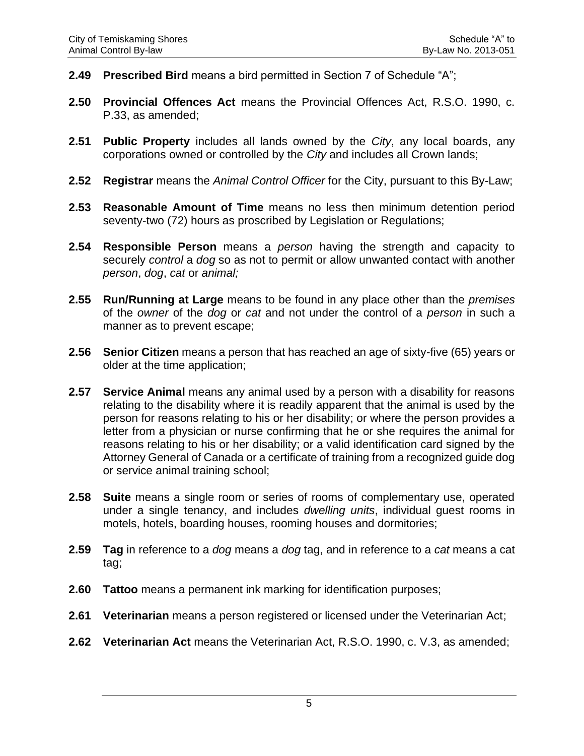**2.49** **Prescribed Bird** means a bird permitted in Section 7 of Schedule "A";

**2.50** **Provincial Offences Act** means the Provincial Offences Act, R.S.O. 1990, c. P.33, as amended;

**2.51** **Public Property** includes all lands owned by the *City*, any local boards, any corporations owned or controlled by the *City* and includes all Crown lands;

**2.52** **Registrar** means the *Animal Control Officer* for the City, pursuant to this By-Law;

**2.53** **Reasonable Amount of Time** means no less then minimum detention period seventy-two (72) hours as proscribed by Legislation or Regulations;

**2.54** **Responsible Person** means a *person* having the strength and capacity to securely *control* a *dog* so as not to permit or allow unwanted contact with another *person*, *dog*, *cat* or *animal;*

**2.55** **Run/Running at Large** means to be found in any place other than the *premises* of the *owner* of the *dog* or *cat* and not under the control of a *person* in such a manner as to prevent escape;

**2.56** **Senior Citizen** means a person that has reached an age of sixty-five (65) years or older at the time application;

**2.57** **Service Animal** means any animal used by a person with a disability for reasons relating to the disability where it is readily apparent that the animal is used by the person for reasons relating to his or her disability; or where the person provides a letter from a physician or nurse confirming that he or she requires the animal for reasons relating to his or her disability; or a valid identification card signed by the Attorney General of Canada or a certificate of training from a recognized guide dog or service animal training school;

**2.58** **Suite** means a single room or series of rooms of complementary use, operated under a single tenancy, and includes *dwelling units*, individual guest rooms in motels, hotels, boarding houses, rooming houses and dormitories;

**2.59** **Tag** in reference to a *dog* means a *dog* tag, and in reference to a *cat* means a cat tag;

**2.60** **Tattoo** means a permanent ink marking for identification purposes;

**2.61** **Veterinarian** means a person registered or licensed under the Veterinarian Act;

**2.62** **Veterinarian Act** means the Veterinarian Act, R.S.O. 1990, c. V.3, as amended;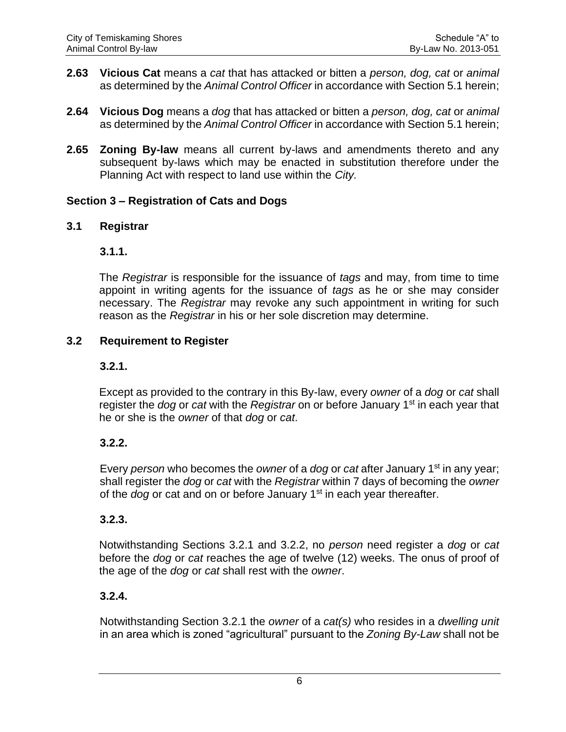**2.63 Vicious Cat** means a *cat* that has attacked or bitten a *person, dog, cat* or *animal* as determined by the *Animal Control Officer* in accordance with Section 5.1 herein;

**2.64 Vicious Dog** means a *dog* that has attacked or bitten a *person, dog, cat* or *animal* as determined by the *Animal Control Officer* in accordance with Section 5.1 herein;

**2.65 Zoning By-law** means all current by-laws and amendments thereto and any subsequent by-laws which may be enacted in substitution therefore under the Planning Act with respect to land use within the *City.*

## Section 3 – Registration of Cats and Dogs

### 3.1 Registrar

#### 3.1.1.

The *Registrar* is responsible for the issuance of *tags* and may, from time to time appoint in writing agents for the issuance of *tags* as he or she may consider necessary. The *Registrar* may revoke any such appointment in writing for such reason as the *Registrar* in his or her sole discretion may determine.

### 3.2 Requirement to Register

#### 3.2.1.

Except as provided to the contrary in this By-law, every *owner* of a *dog* or *cat* shall register the *dog* or *cat* with the *Registrar* on or before January 1st in each year that he or she is the *owner* of that *dog* or *cat*.

#### 3.2.2.

Every *person* who becomes the *owner* of a *dog* or *cat* after January 1st in any year; shall register the *dog* or *cat* with the *Registrar* within 7 days of becoming the *owner* of the *dog* or cat and on or before January 1st in each year thereafter.

#### 3.2.3.

Notwithstanding Sections 3.2.1 and 3.2.2, no *person* need register a *dog* or *cat* before the *dog* or *cat* reaches the age of twelve (12) weeks. The onus of proof of the age of the *dog* or *cat* shall rest with the *owner*.

#### 3.2.4.

Notwithstanding Section 3.2.1 the *owner* of a *cat(s)* who resides in a *dwelling unit* in an area which is zoned "agricultural" pursuant to the *Zoning By-Law* shall not be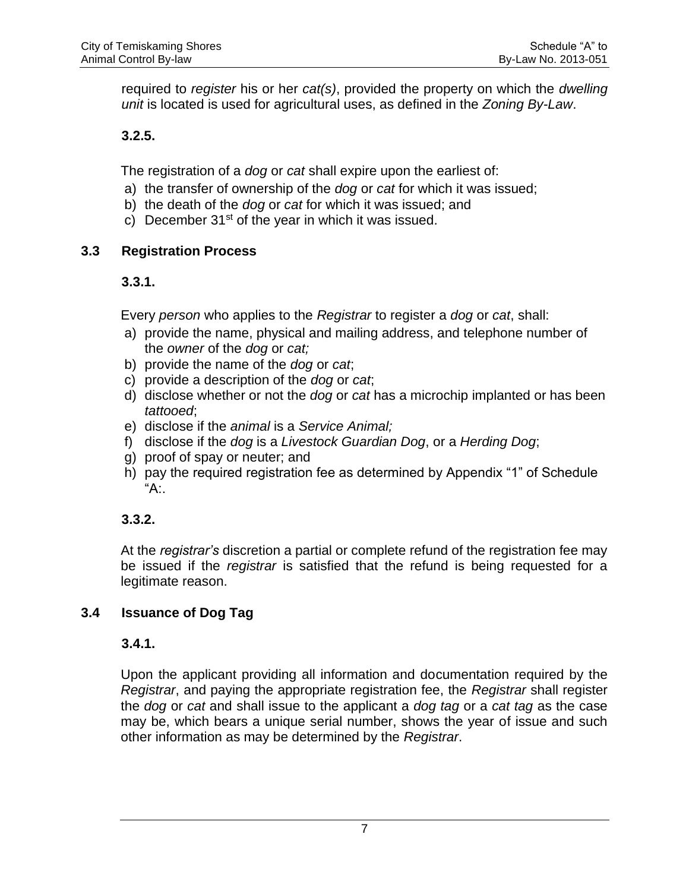required to *register* his or her *cat(s)*, provided the property on which the *dwelling unit* is located is used for agricultural uses, as defined in the *Zoning By-Law*.

**3.2.5.**

The registration of a *dog* or *cat* shall expire upon the earliest of:

a) the transfer of ownership of the *dog* or *cat* for which it was issued;
b) the death of the *dog* or *cat* for which it was issued; and
c) December 31st of the year in which it was issued.

## 3.3 Registration Process

**3.3.1.**

Every *person* who applies to the *Registrar* to register a *dog* or *cat*, shall:

a) provide the name, physical and mailing address, and telephone number of the *owner* of the *dog* or *cat;*
b) provide the name of the *dog* or *cat*;
c) provide a description of the *dog* or *cat*;
d) disclose whether or not the *dog* or *cat* has a microchip implanted or has been *tattooed*;
e) disclose if the *animal* is a *Service Animal;*
f) disclose if the *dog* is a *Livestock Guardian Dog*, or a *Herding Dog*;
g) proof of spay or neuter; and
h) pay the required registration fee as determined by Appendix "1" of Schedule "A:.

**3.3.2.**

At the *registrar's* discretion a partial or complete refund of the registration fee may be issued if the *registrar* is satisfied that the refund is being requested for a legitimate reason.

## 3.4 Issuance of Dog Tag

**3.4.1.**

Upon the applicant providing all information and documentation required by the *Registrar*, and paying the appropriate registration fee, the *Registrar* shall register the *dog* or *cat* and shall issue to the applicant a *dog tag* or a *cat tag* as the case may be, which bears a unique serial number, shows the year of issue and such other information as may be determined by the *Registrar*.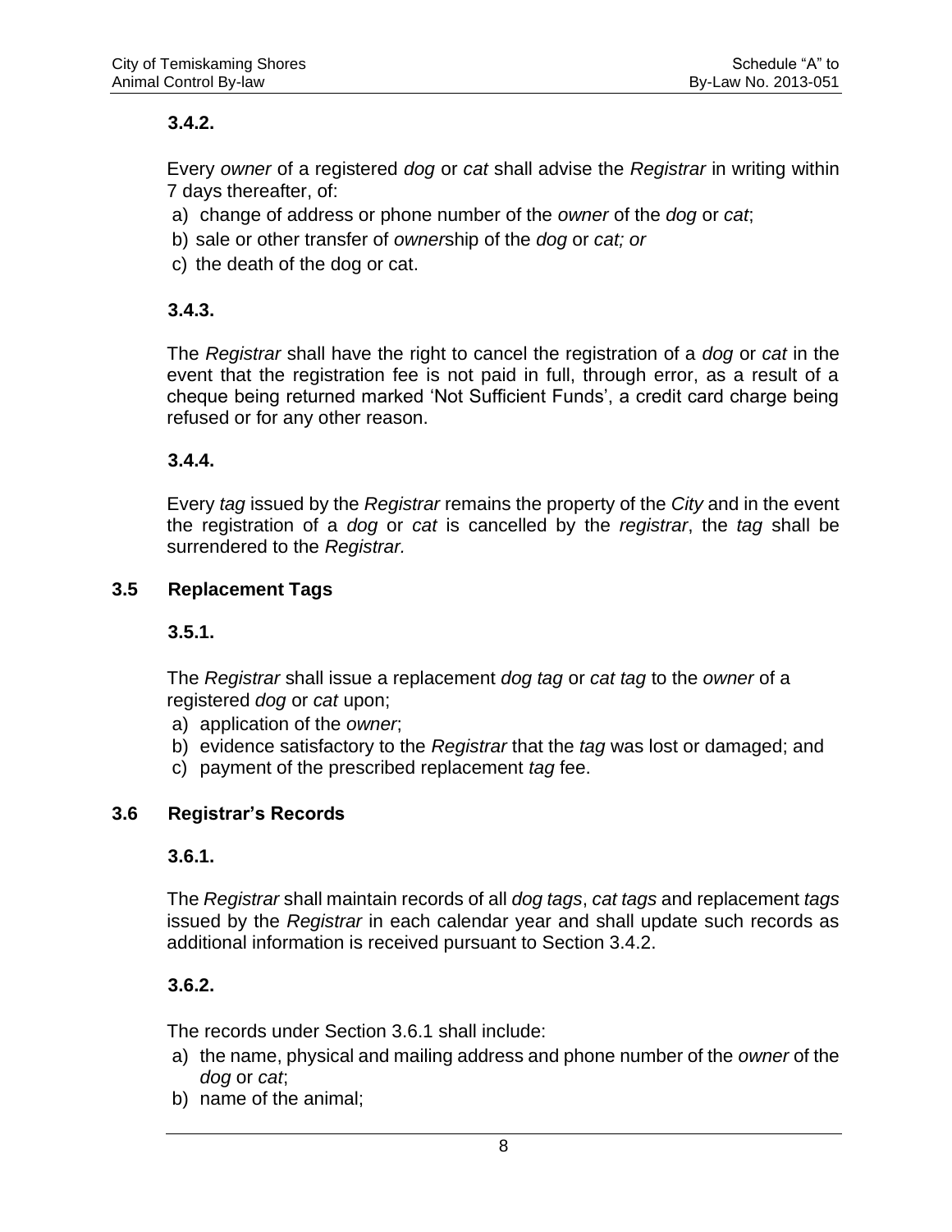**3.4.2.**

Every *owner* of a registered *dog* or *cat* shall advise the *Registrar* in writing within 7 days thereafter, of:

a) change of address or phone number of the *owner* of the *dog* or *cat*;
b) sale or other transfer of *owner*ship of the *dog* or *cat; or*
c) the death of the dog or cat.

**3.4.3.**

The *Registrar* shall have the right to cancel the registration of a *dog* or *cat* in the event that the registration fee is not paid in full, through error, as a result of a cheque being returned marked 'Not Sufficient Funds', a credit card charge being refused or for any other reason.

**3.4.4.**

Every *tag* issued by the *Registrar* remains the property of the *City* and in the event the registration of a *dog* or *cat* is cancelled by the *registrar*, the *tag* shall be surrendered to the *Registrar.*

## 3.5 Replacement Tags

**3.5.1.**

The *Registrar* shall issue a replacement *dog tag* or *cat tag* to the *owner* of a registered *dog* or *cat* upon;

a) application of the *owner*;
b) evidence satisfactory to the *Registrar* that the *tag* was lost or damaged; and
c) payment of the prescribed replacement *tag* fee.

## 3.6 Registrar's Records

**3.6.1.**

The *Registrar* shall maintain records of all *dog tags*, *cat tags* and replacement *tags* issued by the *Registrar* in each calendar year and shall update such records as additional information is received pursuant to Section 3.4.2.

**3.6.2.**

The records under Section 3.6.1 shall include:

a) the name, physical and mailing address and phone number of the *owner* of the *dog* or *cat*;
b) name of the animal;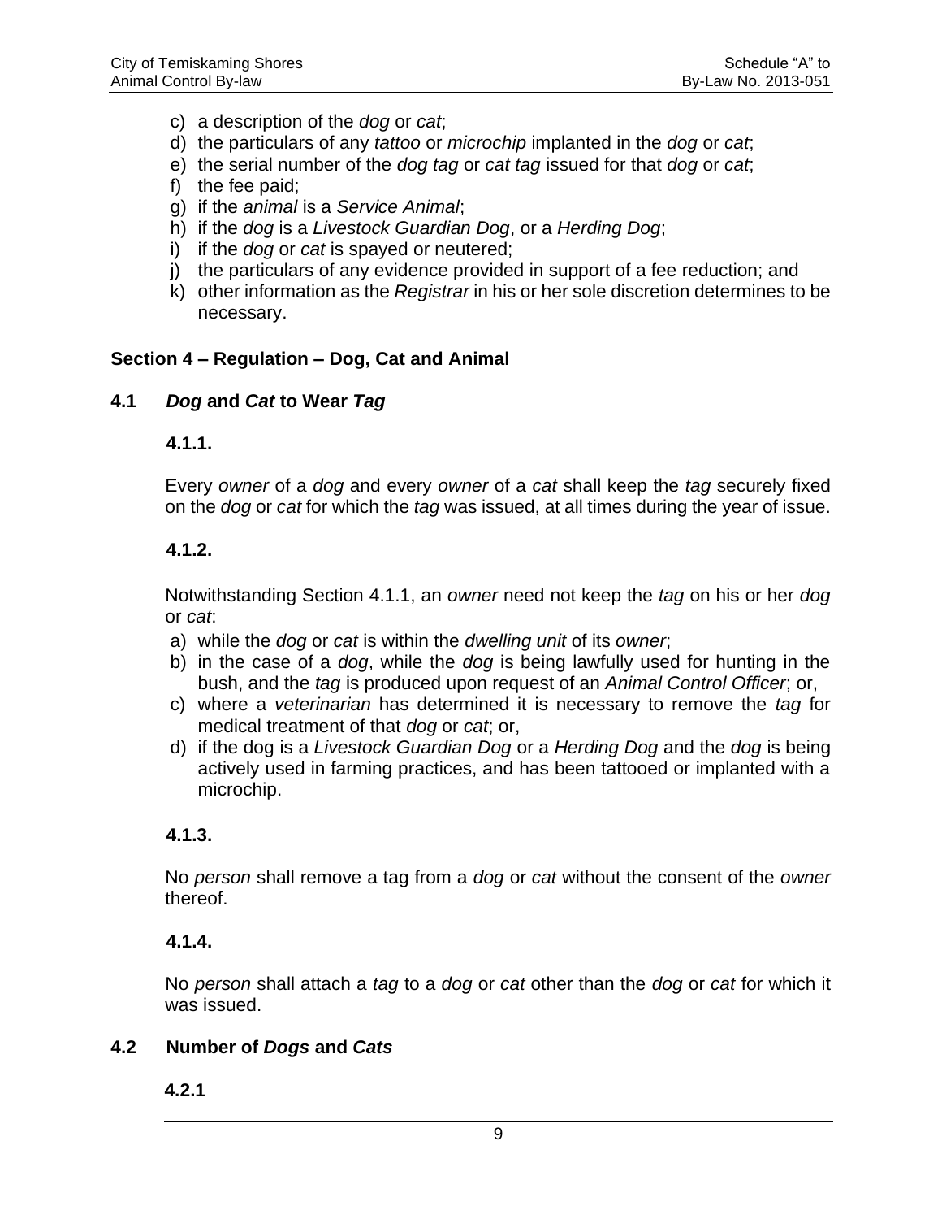c) a description of the *dog* or *cat*;
d) the particulars of any *tattoo* or *microchip* implanted in the *dog* or *cat*;
e) the serial number of the *dog tag* or *cat tag* issued for that *dog* or *cat*;
f) the fee paid;
g) if the *animal* is a *Service Animal*;
h) if the *dog* is a *Livestock Guardian Dog*, or a *Herding Dog*;
i) if the *dog* or *cat* is spayed or neutered;
j) the particulars of any evidence provided in support of a fee reduction; and
k) other information as the *Registrar* in his or her sole discretion determines to be necessary.

## Section 4 – Regulation – Dog, Cat and Animal

### 4.1 *Dog* and *Cat* to Wear *Tag*

**4.1.1.**

Every *owner* of a *dog* and every *owner* of a *cat* shall keep the *tag* securely fixed on the *dog* or *cat* for which the *tag* was issued, at all times during the year of issue.

**4.1.2.**

Notwithstanding Section 4.1.1, an *owner* need not keep the *tag* on his or her *dog* or *cat*:

a) while the *dog* or *cat* is within the *dwelling unit* of its *owner*;
b) in the case of a *dog*, while the *dog* is being lawfully used for hunting in the bush, and the *tag* is produced upon request of an *Animal Control Officer*; or,
c) where a *veterinarian* has determined it is necessary to remove the *tag* for medical treatment of that *dog* or *cat*; or,
d) if the dog is a *Livestock Guardian Dog* or a *Herding Dog* and the *dog* is being actively used in farming practices, and has been tattooed or implanted with a microchip.

**4.1.3.**

No *person* shall remove a tag from a *dog* or *cat* without the consent of the *owner* thereof.

**4.1.4.**

No *person* shall attach a *tag* to a *dog* or *cat* other than the *dog* or *cat* for which it was issued.

### 4.2 Number of *Dogs* and *Cats*

**4.2.1**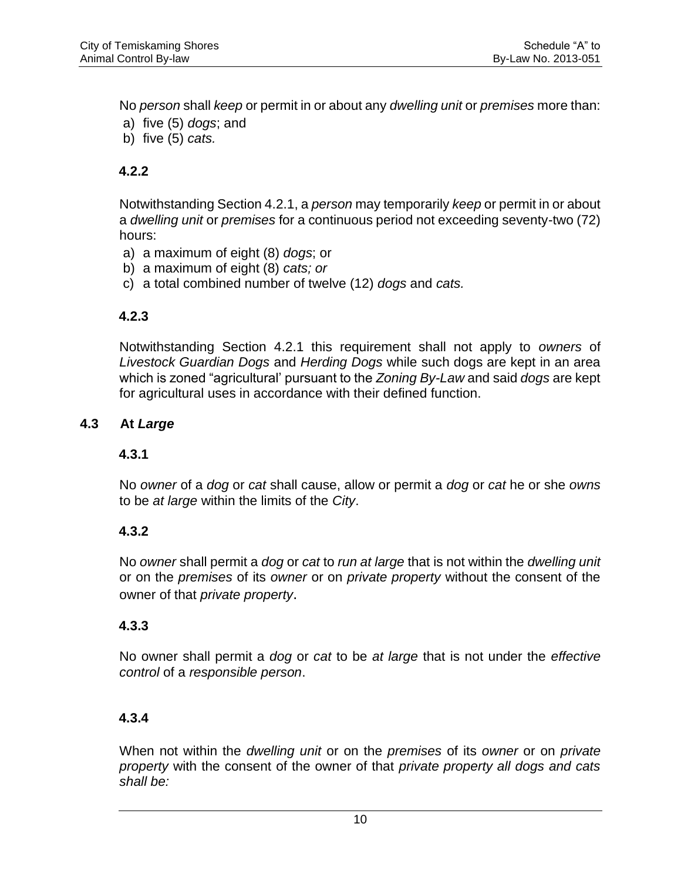No *person* shall *keep* or permit in or about any *dwelling unit* or *premises* more than:

a) five (5) *dogs*; and
b) five (5) *cats.*

**4.2.2**

Notwithstanding Section 4.2.1, a *person* may temporarily *keep* or permit in or about a *dwelling unit* or *premises* for a continuous period not exceeding seventy-two (72) hours:

a) a maximum of eight (8) *dogs*; or
b) a maximum of eight (8) *cats; or*
c) a total combined number of twelve (12) *dogs* and *cats.*

**4.2.3**

Notwithstanding Section 4.2.1 this requirement shall not apply to *owners* of *Livestock Guardian Dogs* and *Herding Dogs* while such dogs are kept in an area which is zoned "agricultural' pursuant to the *Zoning By-Law* and said *dogs* are kept for agricultural uses in accordance with their defined function.

### 4.3 At *Large*

**4.3.1**

No *owner* of a *dog* or *cat* shall cause, allow or permit a *dog* or *cat* he or she *owns* to be *at large* within the limits of the *City*.

**4.3.2**

No *owner* shall permit a *dog* or *cat* to *run at large* that is not within the *dwelling unit* or on the *premises* of its *owner* or on *private property* without the consent of the owner of that *private property*.

**4.3.3**

No owner shall permit a *dog* or *cat* to be *at large* that is not under the *effective control* of a *responsible person*.

**4.3.4**

When not within the *dwelling unit* or on the *premises* of its *owner* or on *private property* with the consent of the owner of that *private property all dogs and cats shall be:*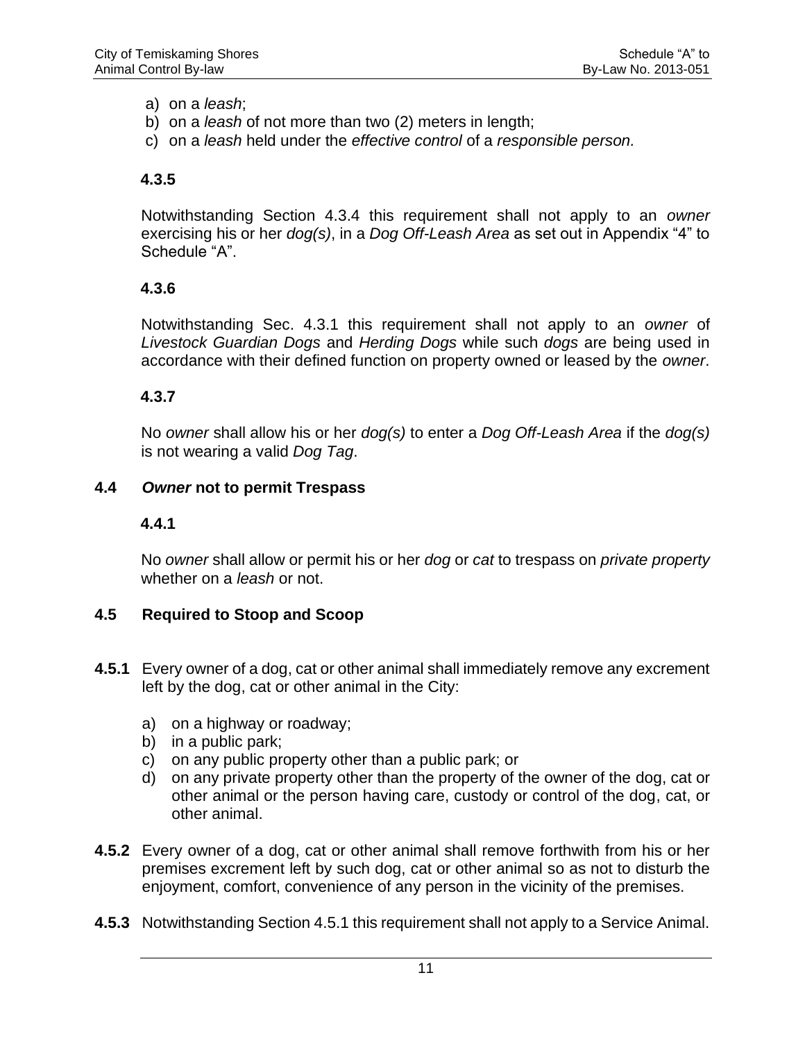a) on a *leash*;
b) on a *leash* of not more than two (2) meters in length;
c) on a *leash* held under the *effective control* of a *responsible person.*

#### 4.3.5

Notwithstanding Section 4.3.4 this requirement shall not apply to an *owner* exercising his or her *dog(s)*, in a *Dog Off-Leash Area* as set out in Appendix "4" to Schedule "A".

#### 4.3.6

Notwithstanding Sec. 4.3.1 this requirement shall not apply to an *owner* of *Livestock Guardian Dogs* and *Herding Dogs* while such *dogs* are being used in accordance with their defined function on property owned or leased by the *owner*.

#### 4.3.7

No *owner* shall allow his or her *dog(s)* to enter a *Dog Off-Leash Area* if the *dog(s)* is not wearing a valid *Dog Tag*.

### 4.4 *Owner* not to permit Trespass

#### 4.4.1

No *owner* shall allow or permit his or her *dog* or *cat* to trespass on *private property* whether on a *leash* or not.

### 4.5 Required to Stoop and Scoop

**4.5.1** Every owner of a dog, cat or other animal shall immediately remove any excrement left by the dog, cat or other animal in the City:

a) on a highway or roadway;
b) in a public park;
c) on any public property other than a public park; or
d) on any private property other than the property of the owner of the dog, cat or other animal or the person having care, custody or control of the dog, cat, or other animal.

**4.5.2** Every owner of a dog, cat or other animal shall remove forthwith from his or her premises excrement left by such dog, cat or other animal so as not to disturb the enjoyment, comfort, convenience of any person in the vicinity of the premises.

**4.5.3** Notwithstanding Section 4.5.1 this requirement shall not apply to a Service Animal.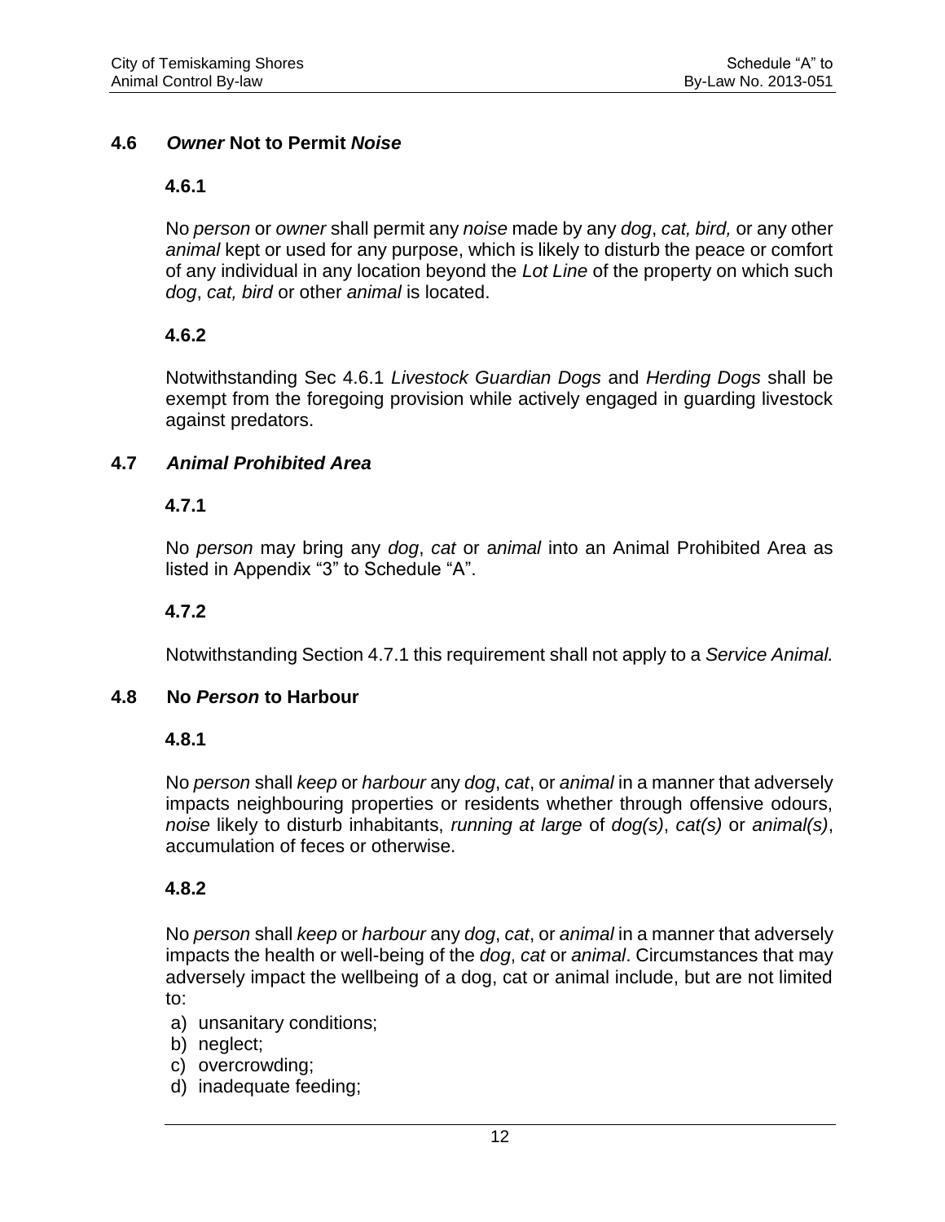## 4.6 *Owner* Not to Permit *Noise*

### 4.6.1

No *person* or *owner* shall permit any *noise* made by any *dog*, *cat, bird,* or any other *animal* kept or used for any purpose, which is likely to disturb the peace or comfort of any individual in any location beyond the *Lot Line* of the property on which such *dog*, *cat, bird* or other *animal* is located.

### 4.6.2

Notwithstanding Sec 4.6.1 *Livestock Guardian Dogs* and *Herding Dogs* shall be exempt from the foregoing provision while actively engaged in guarding livestock against predators.

## 4.7 *Animal Prohibited Area*

### 4.7.1

No *person* may bring any *dog*, *cat* or a*nimal* into an Animal Prohibited Area as listed in Appendix "3" to Schedule "A".

### 4.7.2

Notwithstanding Section 4.7.1 this requirement shall not apply to a *Service Animal.*

## 4.8 No *Person* to Harbour

### 4.8.1

No *person* shall *keep* or *harbour* any *dog*, *cat*, or *animal* in a manner that adversely impacts neighbouring properties or residents whether through offensive odours, *noise* likely to disturb inhabitants, *running at large* of *dog(s)*, *cat(s)* or *animal(s)*, accumulation of feces or otherwise.

### 4.8.2

No *person* shall *keep* or *harbour* any *dog*, *cat*, or *animal* in a manner that adversely impacts the health or well-being of the *dog*, *cat* or *animal*. Circumstances that may adversely impact the wellbeing of a dog, cat or animal include, but are not limited to:

a) unsanitary conditions;
b) neglect;
c) overcrowding;
d) inadequate feeding;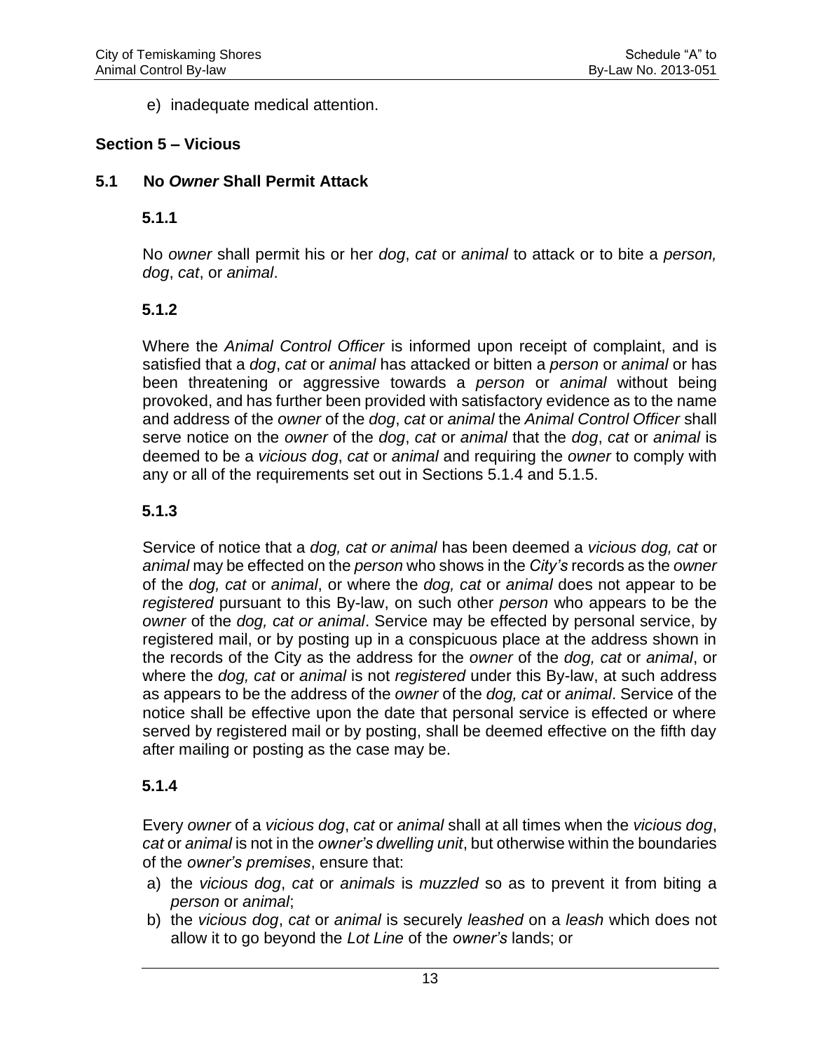e) inadequate medical attention.

## Section 5 – Vicious

### 5.1 No *Owner* Shall Permit Attack

#### 5.1.1

No *owner* shall permit his or her *dog*, *cat* or *animal* to attack or to bite a *person, dog*, *cat*, or *animal*.

#### 5.1.2

Where the *Animal Control Officer* is informed upon receipt of complaint, and is satisfied that a *dog*, *cat* or *animal* has attacked or bitten a *person* or *animal* or has been threatening or aggressive towards a *person* or *animal* without being provoked, and has further been provided with satisfactory evidence as to the name and address of the *owner* of the *dog*, *cat* or *animal* the *Animal Control Officer* shall serve notice on the *owner* of the *dog*, *cat* or *animal* that the *dog*, *cat* or *animal* is deemed to be a *vicious dog*, *cat* or *animal* and requiring the *owner* to comply with any or all of the requirements set out in Sections 5.1.4 and 5.1.5.

#### 5.1.3

Service of notice that a *dog, cat or animal* has been deemed a *vicious dog, cat* or *animal* may be effected on the *person* who shows in the *City's* records as the *owner* of the *dog, cat* or *animal*, or where the *dog, cat* or *animal* does not appear to be *registered* pursuant to this By-law, on such other *person* who appears to be the *owner* of the *dog, cat or animal*. Service may be effected by personal service, by registered mail, or by posting up in a conspicuous place at the address shown in the records of the City as the address for the *owner* of the *dog, cat* or *animal*, or where the *dog, cat* or *animal* is not *registered* under this By-law, at such address as appears to be the address of the *owner* of the *dog, cat* or *animal*. Service of the notice shall be effective upon the date that personal service is effected or where served by registered mail or by posting, shall be deemed effective on the fifth day after mailing or posting as the case may be.

#### 5.1.4

Every *owner* of a *vicious dog*, *cat* or *animal* shall at all times when the *vicious dog*, *cat* or *animal* is not in the *owner's dwelling unit*, but otherwise within the boundaries of the *owner's premises*, ensure that:

a) the *vicious dog*, *cat* or *animals* is *muzzled* so as to prevent it from biting a *person* or *animal*;
b) the *vicious dog*, *cat* or *animal* is securely *leashed* on a *leash* which does not allow it to go beyond the *Lot Line* of the *owner's* lands; or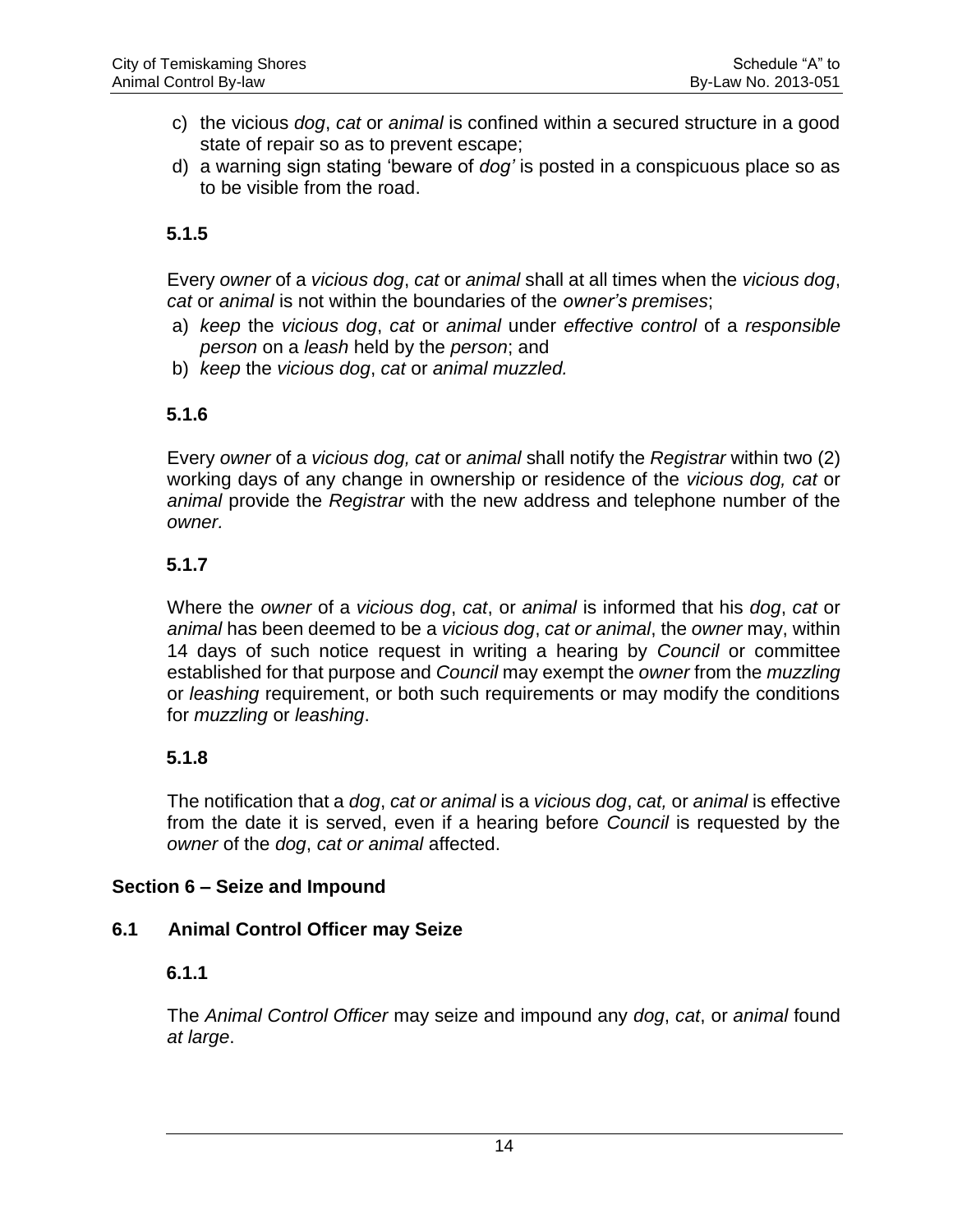c) the vicious *dog*, *cat* or *animal* is confined within a secured structure in a good state of repair so as to prevent escape;
d) a warning sign stating 'beware of *dog'* is posted in a conspicuous place so as to be visible from the road.

**5.1.5**

Every *owner* of a *vicious dog*, *cat* or *animal* shall at all times when the *vicious dog*, *cat* or *animal* is not within the boundaries of the *owner's premises*;

a) *keep* the *vicious dog*, *cat* or *animal* under *effective control* of a *responsible person* on a *leash* held by the *person*; and
b) *keep* the *vicious dog*, *cat* or *animal muzzled.*

**5.1.6**

Every *owner* of a *vicious dog, cat* or *animal* shall notify the *Registrar* within two (2) working days of any change in ownership or residence of the *vicious dog, cat* or *animal* provide the *Registrar* with the new address and telephone number of the *owner.*

**5.1.7**

Where the *owner* of a *vicious dog*, *cat*, or *animal* is informed that his *dog*, *cat* or *animal* has been deemed to be a *vicious dog*, *cat or animal*, the *owner* may, within 14 days of such notice request in writing a hearing by *Council* or committee established for that purpose and *Council* may exempt the *owner* from the *muzzling* or *leashing* requirement, or both such requirements or may modify the conditions for *muzzling* or *leashing*.

**5.1.8**

The notification that a *dog*, *cat or animal* is a *vicious dog*, *cat,* or *animal* is effective from the date it is served, even if a hearing before *Council* is requested by the *owner* of the *dog*, *cat or animal* affected.

## Section 6 – Seize and Impound

### 6.1 Animal Control Officer may Seize

**6.1.1**

The *Animal Control Officer* may seize and impound any *dog*, *cat*, or *animal* found *at large*.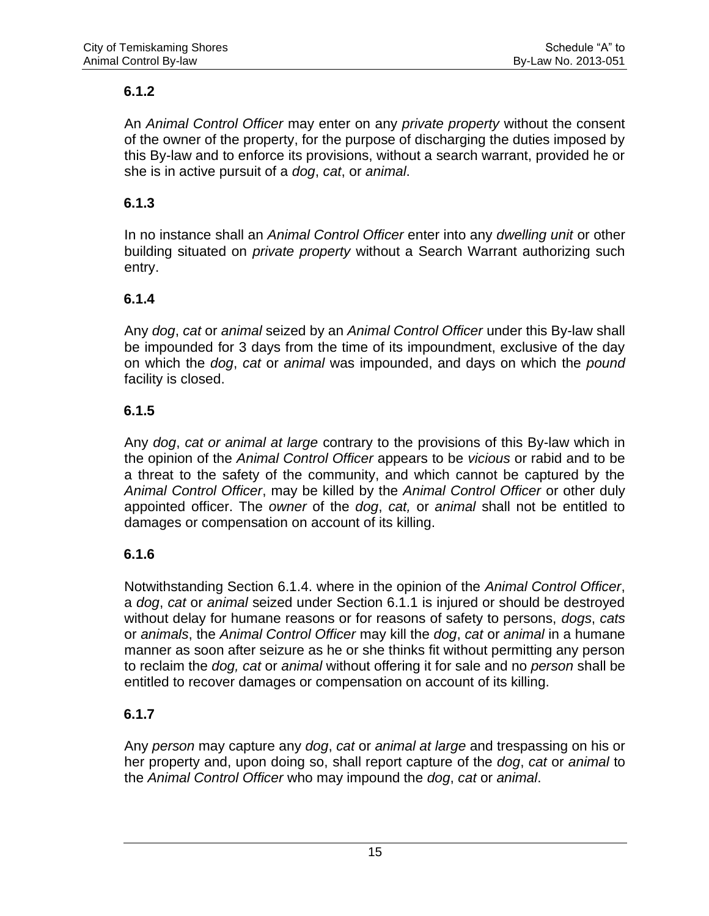### 6.1.2

An *Animal Control Officer* may enter on any *private property* without the consent of the owner of the property, for the purpose of discharging the duties imposed by this By-law and to enforce its provisions, without a search warrant, provided he or she is in active pursuit of a *dog*, *cat*, or *animal*.

### 6.1.3

In no instance shall an *Animal Control Officer* enter into any *dwelling unit* or other building situated on *private property* without a Search Warrant authorizing such entry.

### 6.1.4

Any *dog*, *cat* or *animal* seized by an *Animal Control Officer* under this By-law shall be impounded for 3 days from the time of its impoundment, exclusive of the day on which the *dog*, *cat* or *animal* was impounded, and days on which the *pound* facility is closed.

### 6.1.5

Any *dog*, *cat or animal at large* contrary to the provisions of this By-law which in the opinion of the *Animal Control Officer* appears to be *vicious* or rabid and to be a threat to the safety of the community, and which cannot be captured by the *Animal Control Officer*, may be killed by the *Animal Control Officer* or other duly appointed officer. The *owner* of the *dog*, *cat,* or *animal* shall not be entitled to damages or compensation on account of its killing.

### 6.1.6

Notwithstanding Section 6.1.4. where in the opinion of the *Animal Control Officer*, a *dog*, *cat* or *animal* seized under Section 6.1.1 is injured or should be destroyed without delay for humane reasons or for reasons of safety to persons, *dogs*, *cats* or *animals*, the *Animal Control Officer* may kill the *dog*, *cat* or *animal* in a humane manner as soon after seizure as he or she thinks fit without permitting any person to reclaim the *dog, cat* or *animal* without offering it for sale and no *person* shall be entitled to recover damages or compensation on account of its killing.

### 6.1.7

Any *person* may capture any *dog*, *cat* or *animal at large* and trespassing on his or her property and, upon doing so, shall report capture of the *dog*, *cat* or *animal* to the *Animal Control Officer* who may impound the *dog*, *cat* or *animal*.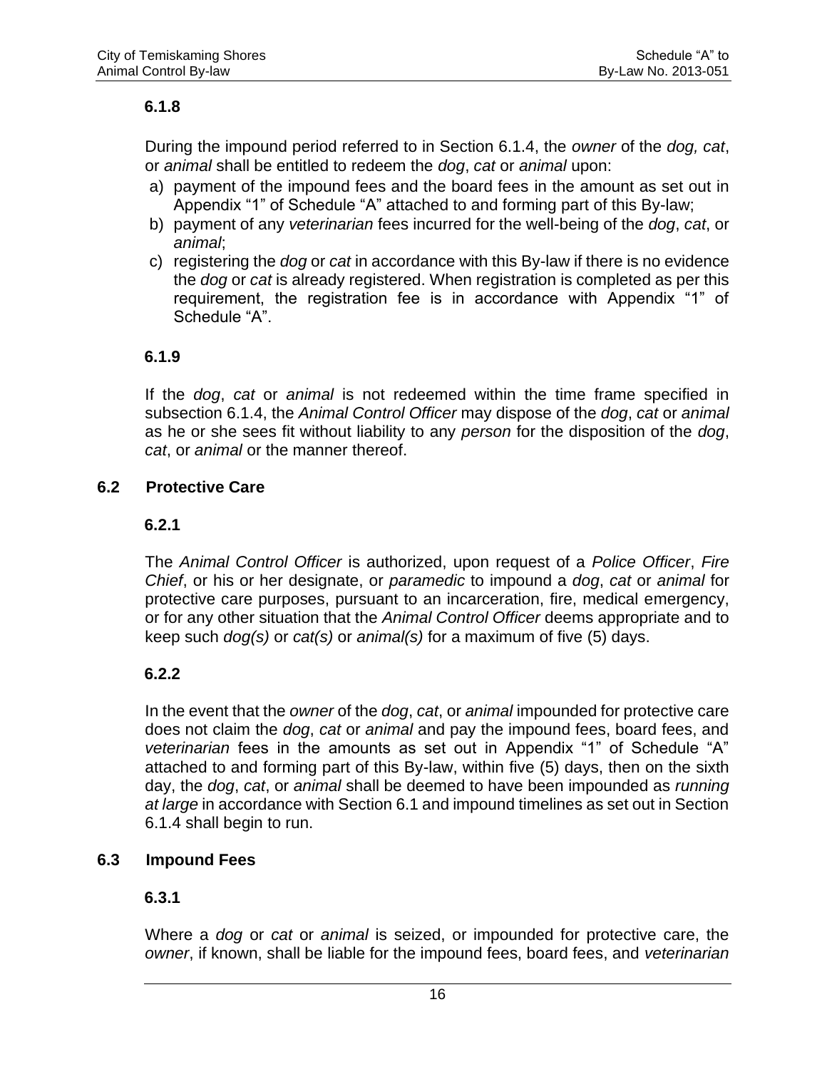#### 6.1.8

During the impound period referred to in Section 6.1.4, the *owner* of the *dog, cat*, or *animal* shall be entitled to redeem the *dog*, *cat* or *animal* upon:

a) payment of the impound fees and the board fees in the amount as set out in Appendix "1" of Schedule "A" attached to and forming part of this By-law;
b) payment of any *veterinarian* fees incurred for the well-being of the *dog*, *cat*, or *animal*;
c) registering the *dog* or *cat* in accordance with this By-law if there is no evidence the *dog* or *cat* is already registered. When registration is completed as per this requirement, the registration fee is in accordance with Appendix "1" of Schedule "A".

#### 6.1.9

If the *dog*, *cat* or *animal* is not redeemed within the time frame specified in subsection 6.1.4, the *Animal Control Officer* may dispose of the *dog*, *cat* or *animal* as he or she sees fit without liability to any *person* for the disposition of the *dog*, *cat*, or *animal* or the manner thereof.

### 6.2 Protective Care

#### 6.2.1

The *Animal Control Officer* is authorized, upon request of a *Police Officer*, *Fire Chief*, or his or her designate, or *paramedic* to impound a *dog*, *cat* or *animal* for protective care purposes, pursuant to an incarceration, fire, medical emergency, or for any other situation that the *Animal Control Officer* deems appropriate and to keep such *dog(s)* or *cat(s)* or *animal(s)* for a maximum of five (5) days.

#### 6.2.2

In the event that the *owner* of the *dog*, *cat*, or *animal* impounded for protective care does not claim the *dog*, *cat* or *animal* and pay the impound fees, board fees, and *veterinarian* fees in the amounts as set out in Appendix "1" of Schedule "A" attached to and forming part of this By-law, within five (5) days, then on the sixth day, the *dog*, *cat*, or *animal* shall be deemed to have been impounded as *running at large* in accordance with Section 6.1 and impound timelines as set out in Section 6.1.4 shall begin to run.

### 6.3 Impound Fees

#### 6.3.1

Where a *dog* or *cat* or *animal* is seized, or impounded for protective care, the *owner*, if known, shall be liable for the impound fees, board fees, and *veterinarian*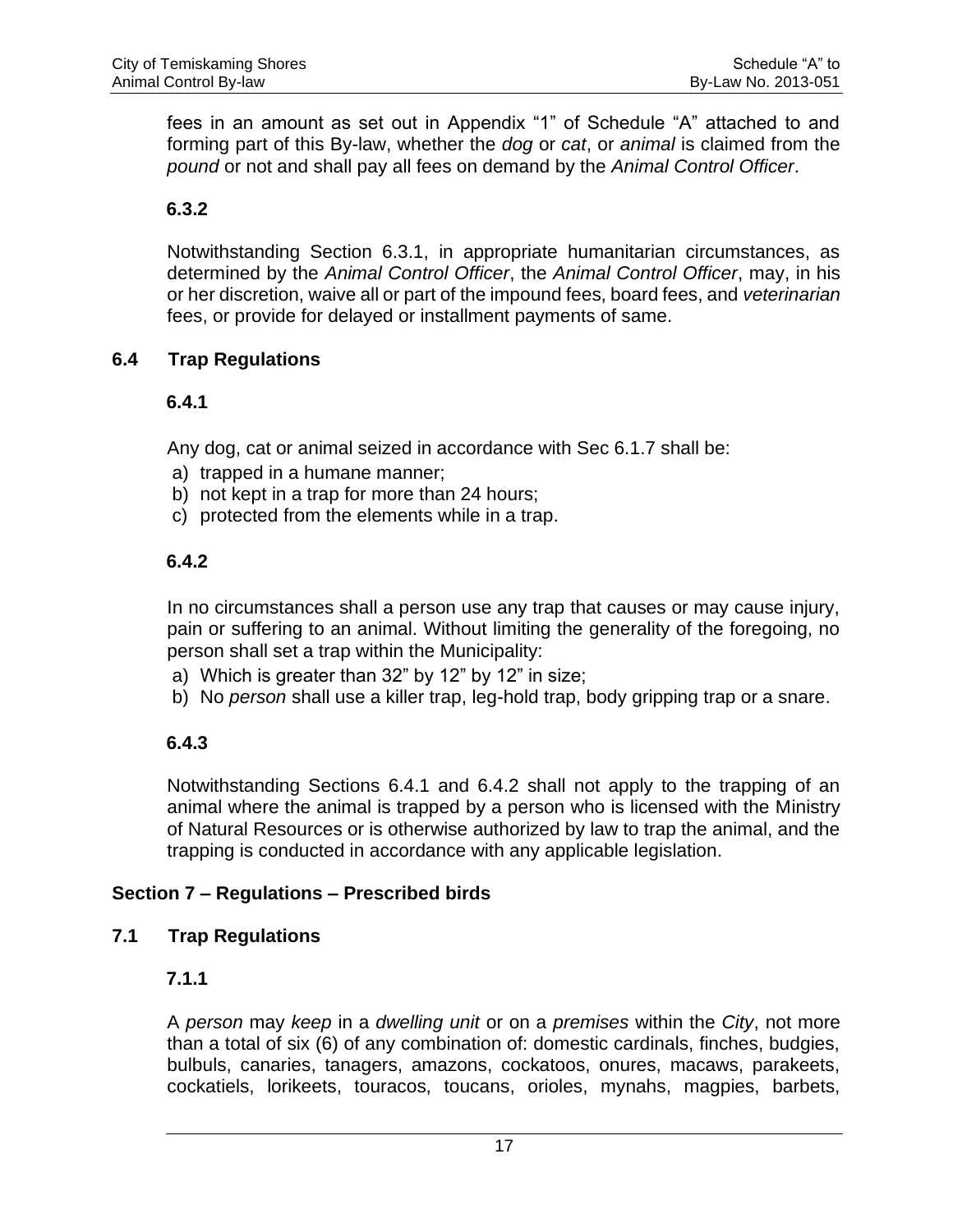fees in an amount as set out in Appendix "1" of Schedule "A" attached to and forming part of this By-law, whether the *dog* or *cat*, or *animal* is claimed from the *pound* or not and shall pay all fees on demand by the *Animal Control Officer*.

**6.3.2**

Notwithstanding Section 6.3.1, in appropriate humanitarian circumstances, as determined by the *Animal Control Officer*, the *Animal Control Officer*, may, in his or her discretion, waive all or part of the impound fees, board fees, and *veterinarian* fees, or provide for delayed or installment payments of same.

### 6.4 Trap Regulations

**6.4.1**

Any dog, cat or animal seized in accordance with Sec 6.1.7 shall be:

a) trapped in a humane manner;
b) not kept in a trap for more than 24 hours;
c) protected from the elements while in a trap.

**6.4.2**

In no circumstances shall a person use any trap that causes or may cause injury, pain or suffering to an animal. Without limiting the generality of the foregoing, no person shall set a trap within the Municipality:

a) Which is greater than 32" by 12" by 12" in size;
b) No *person* shall use a killer trap, leg-hold trap, body gripping trap or a snare.

**6.4.3**

Notwithstanding Sections 6.4.1 and 6.4.2 shall not apply to the trapping of an animal where the animal is trapped by a person who is licensed with the Ministry of Natural Resources or is otherwise authorized by law to trap the animal, and the trapping is conducted in accordance with any applicable legislation.

## Section 7 – Regulations – Prescribed birds

### 7.1 Trap Regulations

**7.1.1**

A *person* may *keep* in a *dwelling unit* or on a *premises* within the *City*, not more than a total of six (6) of any combination of: domestic cardinals, finches, budgies, bulbuls, canaries, tanagers, amazons, cockatoos, onures, macaws, parakeets, cockatiels, lorikeets, touracos, toucans, orioles, mynahs, magpies, barbets,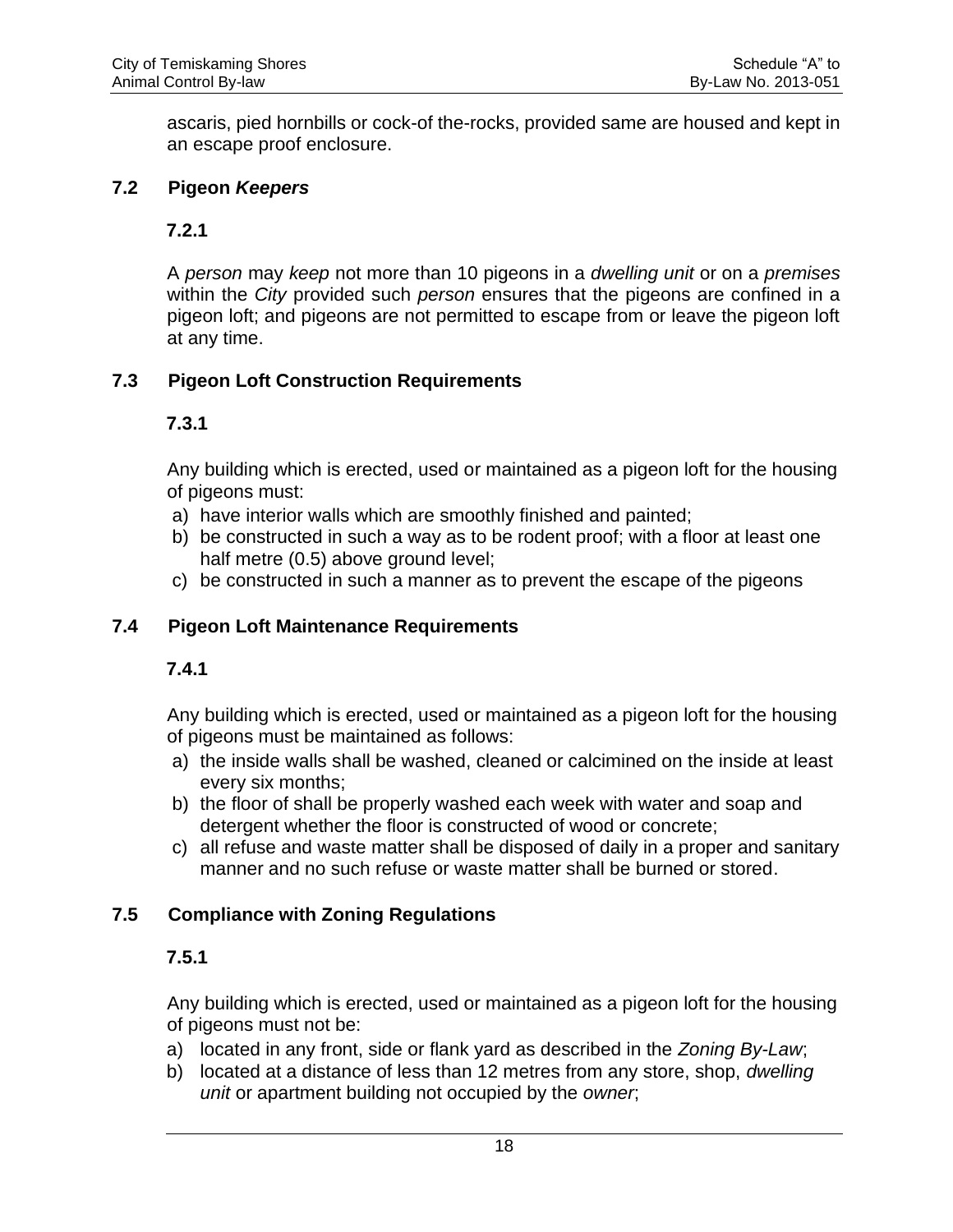ascaris, pied hornbills or cock-of the-rocks, provided same are housed and kept in an escape proof enclosure.

### 7.2 Pigeon *Keepers*

#### 7.2.1

A *person* may *keep* not more than 10 pigeons in a *dwelling unit* or on a *premises* within the *City* provided such *person* ensures that the pigeons are confined in a pigeon loft; and pigeons are not permitted to escape from or leave the pigeon loft at any time.

### 7.3 Pigeon Loft Construction Requirements

#### 7.3.1

Any building which is erected, used or maintained as a pigeon loft for the housing of pigeons must:

a) have interior walls which are smoothly finished and painted;
b) be constructed in such a way as to be rodent proof; with a floor at least one half metre (0.5) above ground level;
c) be constructed in such a manner as to prevent the escape of the pigeons

### 7.4 Pigeon Loft Maintenance Requirements

#### 7.4.1

Any building which is erected, used or maintained as a pigeon loft for the housing of pigeons must be maintained as follows:

a) the inside walls shall be washed, cleaned or calcimined on the inside at least every six months;
b) the floor of shall be properly washed each week with water and soap and detergent whether the floor is constructed of wood or concrete;
c) all refuse and waste matter shall be disposed of daily in a proper and sanitary manner and no such refuse or waste matter shall be burned or stored.

### 7.5 Compliance with Zoning Regulations

#### 7.5.1

Any building which is erected, used or maintained as a pigeon loft for the housing of pigeons must not be:

a) located in any front, side or flank yard as described in the *Zoning By-Law*;
b) located at a distance of less than 12 metres from any store, shop, *dwelling unit* or apartment building not occupied by the *owner*;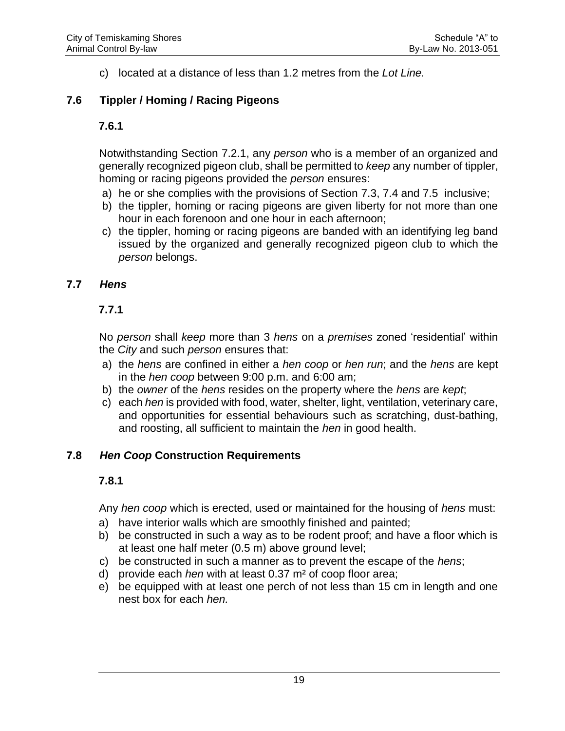c) located at a distance of less than 1.2 metres from the *Lot Line.*

## 7.6 Tippler / Homing / Racing Pigeons

### 7.6.1

Notwithstanding Section 7.2.1, any *person* who is a member of an organized and generally recognized pigeon club, shall be permitted to *keep* any number of tippler, homing or racing pigeons provided the *person* ensures:

a) he or she complies with the provisions of Section 7.3, 7.4 and 7.5 inclusive;
b) the tippler, homing or racing pigeons are given liberty for not more than one hour in each forenoon and one hour in each afternoon;
c) the tippler, homing or racing pigeons are banded with an identifying leg band issued by the organized and generally recognized pigeon club to which the *person* belongs.

## 7.7 *Hens*

### 7.7.1

No *person* shall *keep* more than 3 *hens* on a *premises* zoned 'residential' within the *City* and such *person* ensures that:

a) the *hens* are confined in either a *hen coop* or *hen run*; and the *hens* are kept in the *hen coop* between 9:00 p.m. and 6:00 am;
b) the *owner* of the *hens* resides on the property where the *hens* are *kept*;
c) each *hen* is provided with food, water, shelter, light, ventilation, veterinary care, and opportunities for essential behaviours such as scratching, dust-bathing, and roosting, all sufficient to maintain the *hen* in good health.

## 7.8 *Hen Coop* Construction Requirements

### 7.8.1

Any *hen coop* which is erected, used or maintained for the housing of *hens* must:

a) have interior walls which are smoothly finished and painted;
b) be constructed in such a way as to be rodent proof; and have a floor which is at least one half meter (0.5 m) above ground level;
c) be constructed in such a manner as to prevent the escape of the *hens*;
d) provide each *hen* with at least 0.37 $m^2$ of coop floor area;
e) be equipped with at least one perch of not less than 15 cm in length and one nest box for each *hen.*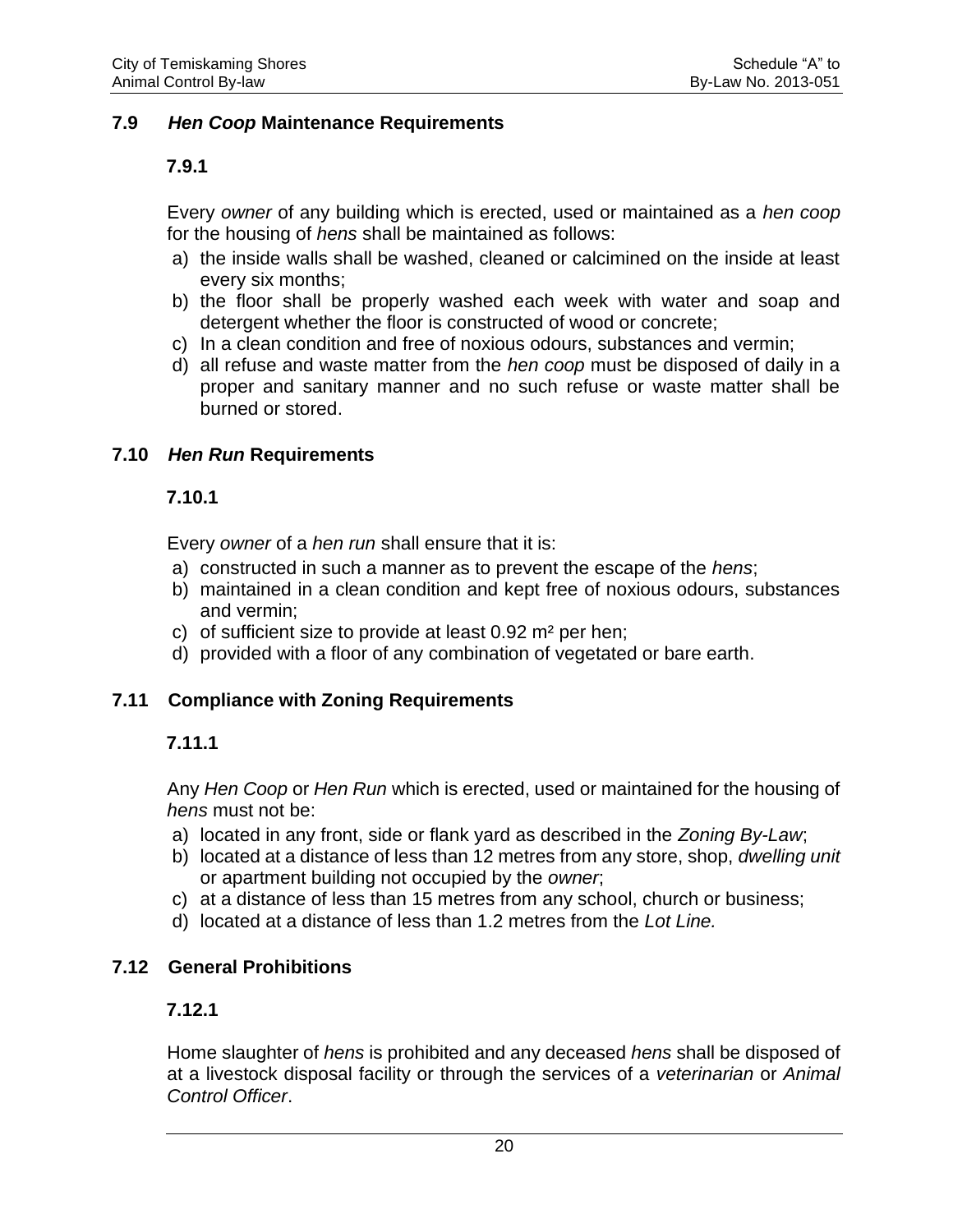## 7.9 *Hen Coop* Maintenance Requirements

### 7.9.1

Every *owner* of any building which is erected, used or maintained as a *hen coop* for the housing of *hens* shall be maintained as follows:

a) the inside walls shall be washed, cleaned or calcimined on the inside at least every six months;
b) the floor shall be properly washed each week with water and soap and detergent whether the floor is constructed of wood or concrete;
c) In a clean condition and free of noxious odours, substances and vermin;
d) all refuse and waste matter from the *hen coop* must be disposed of daily in a proper and sanitary manner and no such refuse or waste matter shall be burned or stored.

## 7.10 *Hen Run* Requirements

### 7.10.1

Every *owner* of a *hen run* shall ensure that it is:

a) constructed in such a manner as to prevent the escape of the *hens*;
b) maintained in a clean condition and kept free of noxious odours, substances and vermin;
c) of sufficient size to provide at least 0.92 m² per hen;
d) provided with a floor of any combination of vegetated or bare earth.

## 7.11 Compliance with Zoning Requirements

### 7.11.1

Any *Hen Coop* or *Hen Run* which is erected, used or maintained for the housing of *hens* must not be:

a) located in any front, side or flank yard as described in the *Zoning By-Law*;
b) located at a distance of less than 12 metres from any store, shop, *dwelling unit* or apartment building not occupied by the *owner*;
c) at a distance of less than 15 metres from any school, church or business;
d) located at a distance of less than 1.2 metres from the *Lot Line.*

## 7.12 General Prohibitions

### 7.12.1

Home slaughter of *hens* is prohibited and any deceased *hens* shall be disposed of at a livestock disposal facility or through the services of a *veterinarian* or *Animal Control Officer*.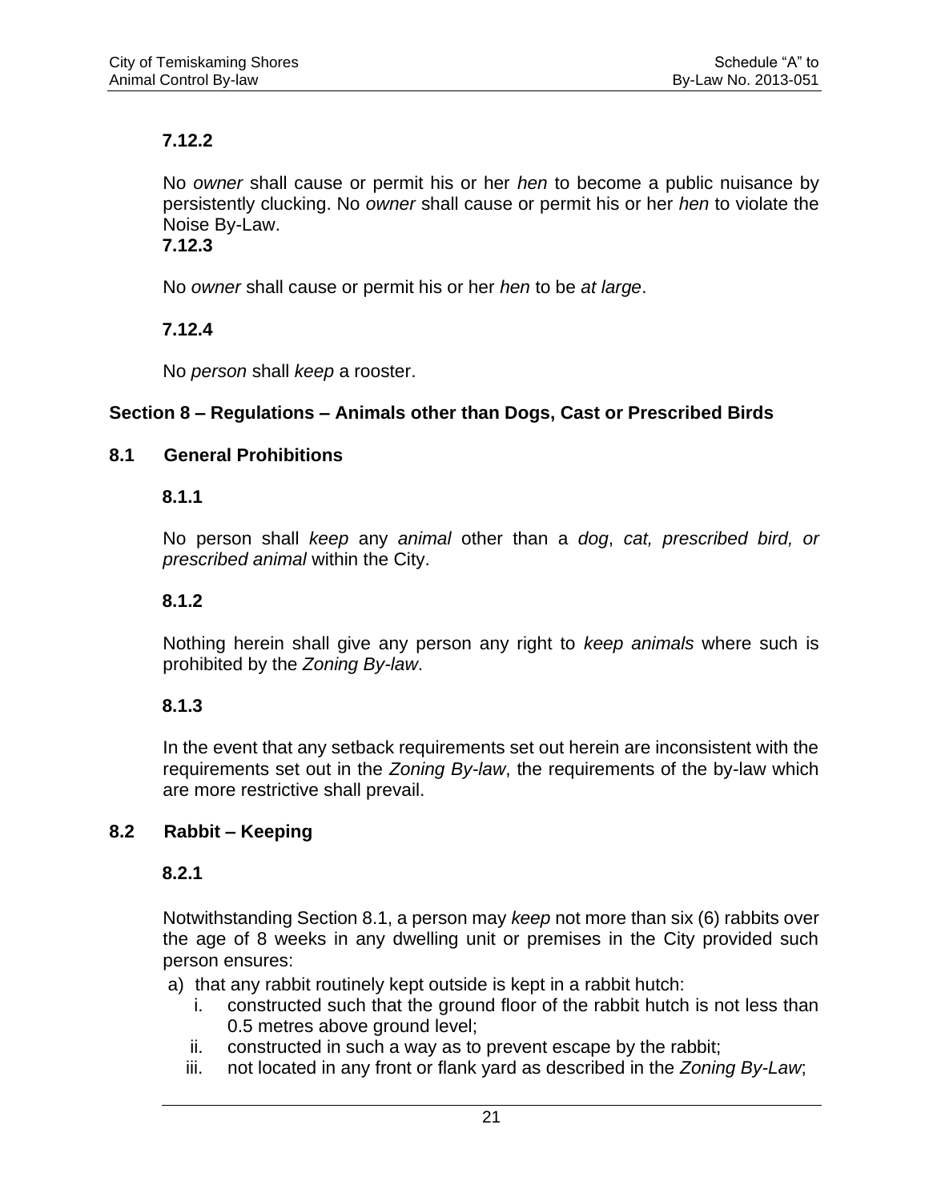**7.12.2**

No *owner* shall cause or permit his or her *hen* to become a public nuisance by persistently clucking. No *owner* shall cause or permit his or her *hen* to violate the Noise By-Law.

**7.12.3**

No *owner* shall cause or permit his or her *hen* to be *at large*.

**7.12.4**

No *person* shall *keep* a rooster.

## Section 8 – Regulations – Animals other than Dogs, Cast or Prescribed Birds

### 8.1 General Prohibitions

**8.1.1**

No person shall *keep* any *animal* other than a *dog*, *cat, prescribed bird, or prescribed animal* within the City.

**8.1.2**

Nothing herein shall give any person any right to *keep animals* where such is prohibited by the *Zoning By-law*.

**8.1.3**

In the event that any setback requirements set out herein are inconsistent with the requirements set out in the *Zoning By-law*, the requirements of the by-law which are more restrictive shall prevail.

### 8.2 Rabbit – Keeping

**8.2.1**

Notwithstanding Section 8.1, a person may *keep* not more than six (6) rabbits over the age of 8 weeks in any dwelling unit or premises in the City provided such person ensures:

a) that any rabbit routinely kept outside is kept in a rabbit hutch:
   i. constructed such that the ground floor of the rabbit hutch is not less than 0.5 metres above ground level;
   ii. constructed in such a way as to prevent escape by the rabbit;
   iii. not located in any front or flank yard as described in the *Zoning By-Law*;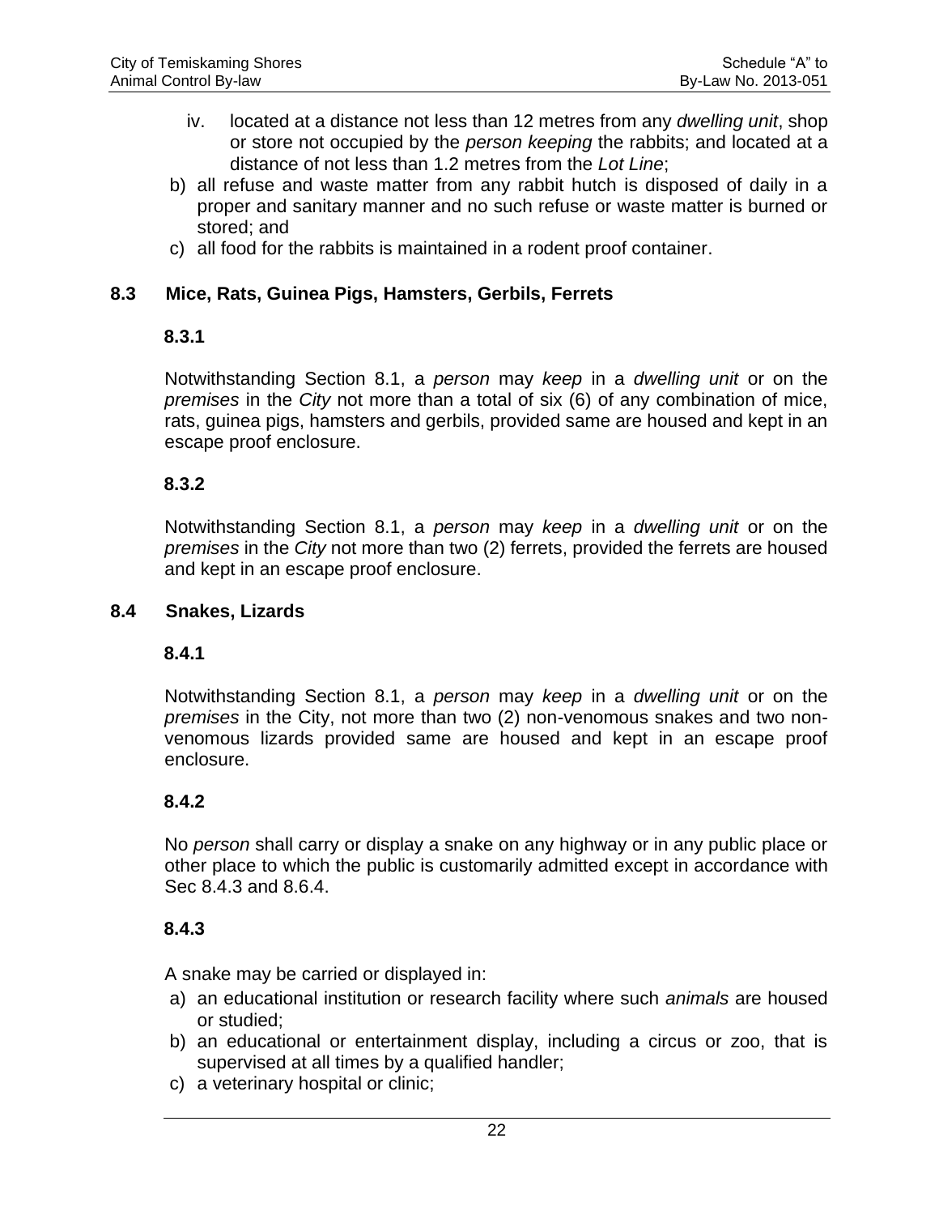iv. located at a distance not less than 12 metres from any *dwelling unit*, shop or store not occupied by the *person keeping* the rabbits; and located at a distance of not less than 1.2 metres from the *Lot Line*;

b) all refuse and waste matter from any rabbit hutch is disposed of daily in a proper and sanitary manner and no such refuse or waste matter is burned or stored; and

c) all food for the rabbits is maintained in a rodent proof container.

## 8.3 Mice, Rats, Guinea Pigs, Hamsters, Gerbils, Ferrets

### 8.3.1

Notwithstanding Section 8.1, a *person* may *keep* in a *dwelling unit* or on the *premises* in the *City* not more than a total of six (6) of any combination of mice, rats, guinea pigs, hamsters and gerbils, provided same are housed and kept in an escape proof enclosure.

### 8.3.2

Notwithstanding Section 8.1, a *person* may *keep* in a *dwelling unit* or on the *premises* in the *City* not more than two (2) ferrets, provided the ferrets are housed and kept in an escape proof enclosure.

## 8.4 Snakes, Lizards

### 8.4.1

Notwithstanding Section 8.1, a *person* may *keep* in a *dwelling unit* or on the *premises* in the City, not more than two (2) non-venomous snakes and two non-venomous lizards provided same are housed and kept in an escape proof enclosure.

### 8.4.2

No *person* shall carry or display a snake on any highway or in any public place or other place to which the public is customarily admitted except in accordance with Sec 8.4.3 and 8.6.4.

### 8.4.3

A snake may be carried or displayed in:

a) an educational institution or research facility where such *animals* are housed or studied;

b) an educational or entertainment display, including a circus or zoo, that is supervised at all times by a qualified handler;

c) a veterinary hospital or clinic;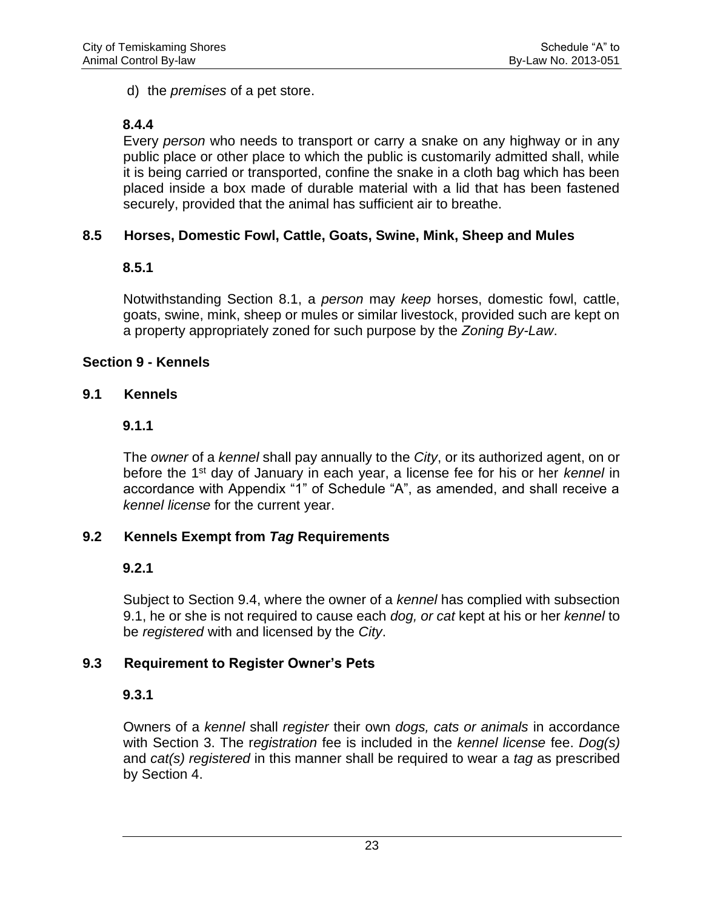d) the *premises* of a pet store.

**8.4.4**

Every *person* who needs to transport or carry a snake on any highway or in any public place or other place to which the public is customarily admitted shall, while it is being carried or transported, confine the snake in a cloth bag which has been placed inside a box made of durable material with a lid that has been fastened securely, provided that the animal has sufficient air to breathe.

### 8.5 Horses, Domestic Fowl, Cattle, Goats, Swine, Mink, Sheep and Mules

**8.5.1**

Notwithstanding Section 8.1, a *person* may *keep* horses, domestic fowl, cattle, goats, swine, mink, sheep or mules or similar livestock, provided such are kept on a property appropriately zoned for such purpose by the *Zoning By-Law*.

## Section 9 - Kennels

### 9.1 Kennels

**9.1.1**

The *owner* of a *kennel* shall pay annually to the *City*, or its authorized agent, on or before the 1st day of January in each year, a license fee for his or her *kennel* in accordance with Appendix "1" of Schedule "A", as amended, and shall receive a *kennel license* for the current year.

### 9.2 Kennels Exempt from *Tag* Requirements

**9.2.1**

Subject to Section 9.4, where the owner of a *kennel* has complied with subsection 9.1, he or she is not required to cause each *dog, or cat* kept at his or her *kennel* to be *registered* with and licensed by the *City*.

### 9.3 Requirement to Register Owner's Pets

**9.3.1**

Owners of a *kennel* shall *register* their own *dogs, cats or animals* in accordance with Section 3. The r*egistration* fee is included in the *kennel license* fee. *Dog(s)* and *cat(s) registered* in this manner shall be required to wear a *tag* as prescribed by Section 4.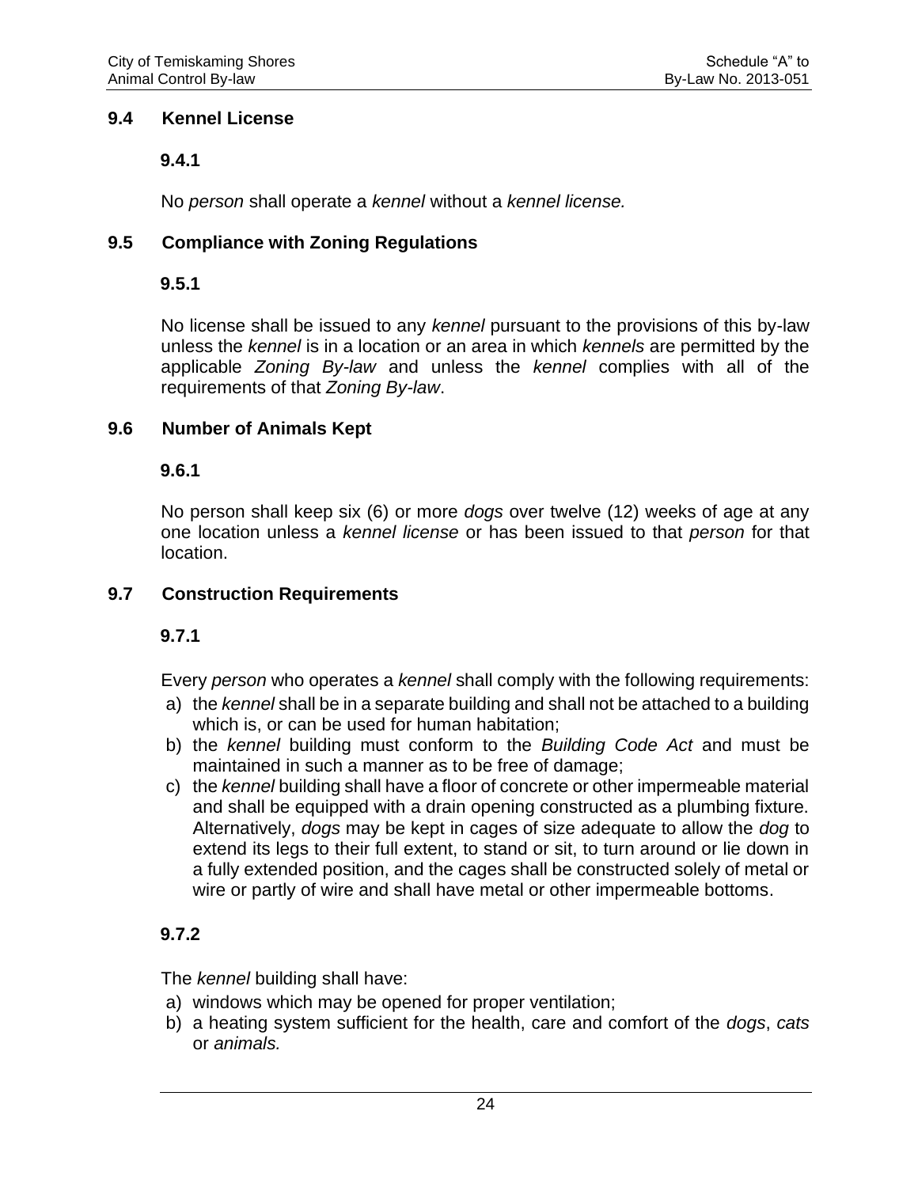## 9.4 Kennel License

### 9.4.1

No *person* shall operate a *kennel* without a *kennel license.*

## 9.5 Compliance with Zoning Regulations

### 9.5.1

No license shall be issued to any *kennel* pursuant to the provisions of this by-law unless the *kennel* is in a location or an area in which *kennels* are permitted by the applicable *Zoning By-law* and unless the *kennel* complies with all of the requirements of that *Zoning By-law*.

## 9.6 Number of Animals Kept

### 9.6.1

No person shall keep six (6) or more *dogs* over twelve (12) weeks of age at any one location unless a *kennel license* or has been issued to that *person* for that location.

## 9.7 Construction Requirements

### 9.7.1

Every *person* who operates a *kennel* shall comply with the following requirements:

a) the *kennel* shall be in a separate building and shall not be attached to a building which is, or can be used for human habitation;
b) the *kennel* building must conform to the *Building Code Act* and must be maintained in such a manner as to be free of damage;
c) the *kennel* building shall have a floor of concrete or other impermeable material and shall be equipped with a drain opening constructed as a plumbing fixture. Alternatively, *dogs* may be kept in cages of size adequate to allow the *dog* to extend its legs to their full extent, to stand or sit, to turn around or lie down in a fully extended position, and the cages shall be constructed solely of metal or wire or partly of wire and shall have metal or other impermeable bottoms.

### 9.7.2

The *kennel* building shall have:

a) windows which may be opened for proper ventilation;
b) a heating system sufficient for the health, care and comfort of the *dogs*, *cats* or *animals.*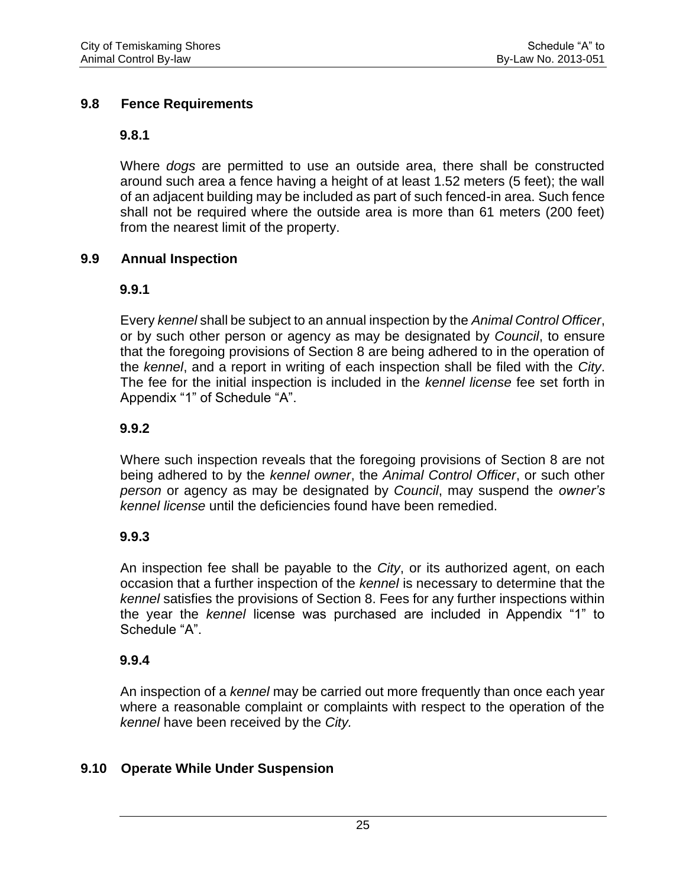## 9.8 Fence Requirements

### 9.8.1

Where *dogs* are permitted to use an outside area, there shall be constructed around such area a fence having a height of at least 1.52 meters (5 feet); the wall of an adjacent building may be included as part of such fenced-in area. Such fence shall not be required where the outside area is more than 61 meters (200 feet) from the nearest limit of the property.

## 9.9 Annual Inspection

### 9.9.1

Every *kennel* shall be subject to an annual inspection by the *Animal Control Officer*, or by such other person or agency as may be designated by *Council*, to ensure that the foregoing provisions of Section 8 are being adhered to in the operation of the *kennel*, and a report in writing of each inspection shall be filed with the *City*. The fee for the initial inspection is included in the *kennel license* fee set forth in Appendix "1" of Schedule "A".

### 9.9.2

Where such inspection reveals that the foregoing provisions of Section 8 are not being adhered to by the *kennel owner*, the *Animal Control Officer*, or such other *person* or agency as may be designated by *Council*, may suspend the *owner's kennel license* until the deficiencies found have been remedied.

### 9.9.3

An inspection fee shall be payable to the *City*, or its authorized agent, on each occasion that a further inspection of the *kennel* is necessary to determine that the *kennel* satisfies the provisions of Section 8. Fees for any further inspections within the year the *kennel* license was purchased are included in Appendix "1" to Schedule "A".

### 9.9.4

An inspection of a *kennel* may be carried out more frequently than once each year where a reasonable complaint or complaints with respect to the operation of the *kennel* have been received by the *City.*

## 9.10 Operate While Under Suspension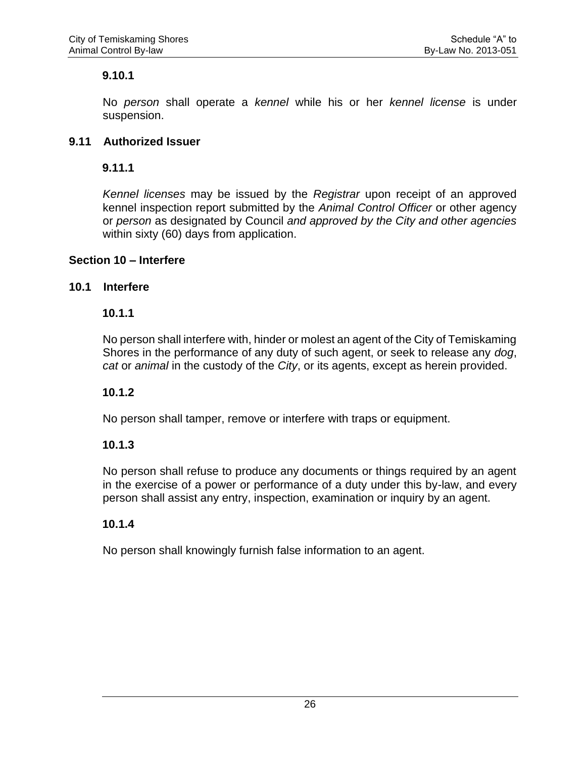**9.10.1**

No *person* shall operate a *kennel* while his or her *kennel license* is under suspension.

### 9.11 Authorized Issuer

**9.11.1**

*Kennel licenses* may be issued by the *Registrar* upon receipt of an approved kennel inspection report submitted by the *Animal Control Officer* or other agency or *person* as designated by Council *and approved by the City and other agencies* within sixty (60) days from application.

## Section 10 – Interfere

### 10.1 Interfere

**10.1.1**

No person shall interfere with, hinder or molest an agent of the City of Temiskaming Shores in the performance of any duty of such agent, or seek to release any *dog*, *cat* or *animal* in the custody of the *City*, or its agents, except as herein provided.

**10.1.2**

No person shall tamper, remove or interfere with traps or equipment.

**10.1.3**

No person shall refuse to produce any documents or things required by an agent in the exercise of a power or performance of a duty under this by-law, and every person shall assist any entry, inspection, examination or inquiry by an agent.

**10.1.4**

No person shall knowingly furnish false information to an agent.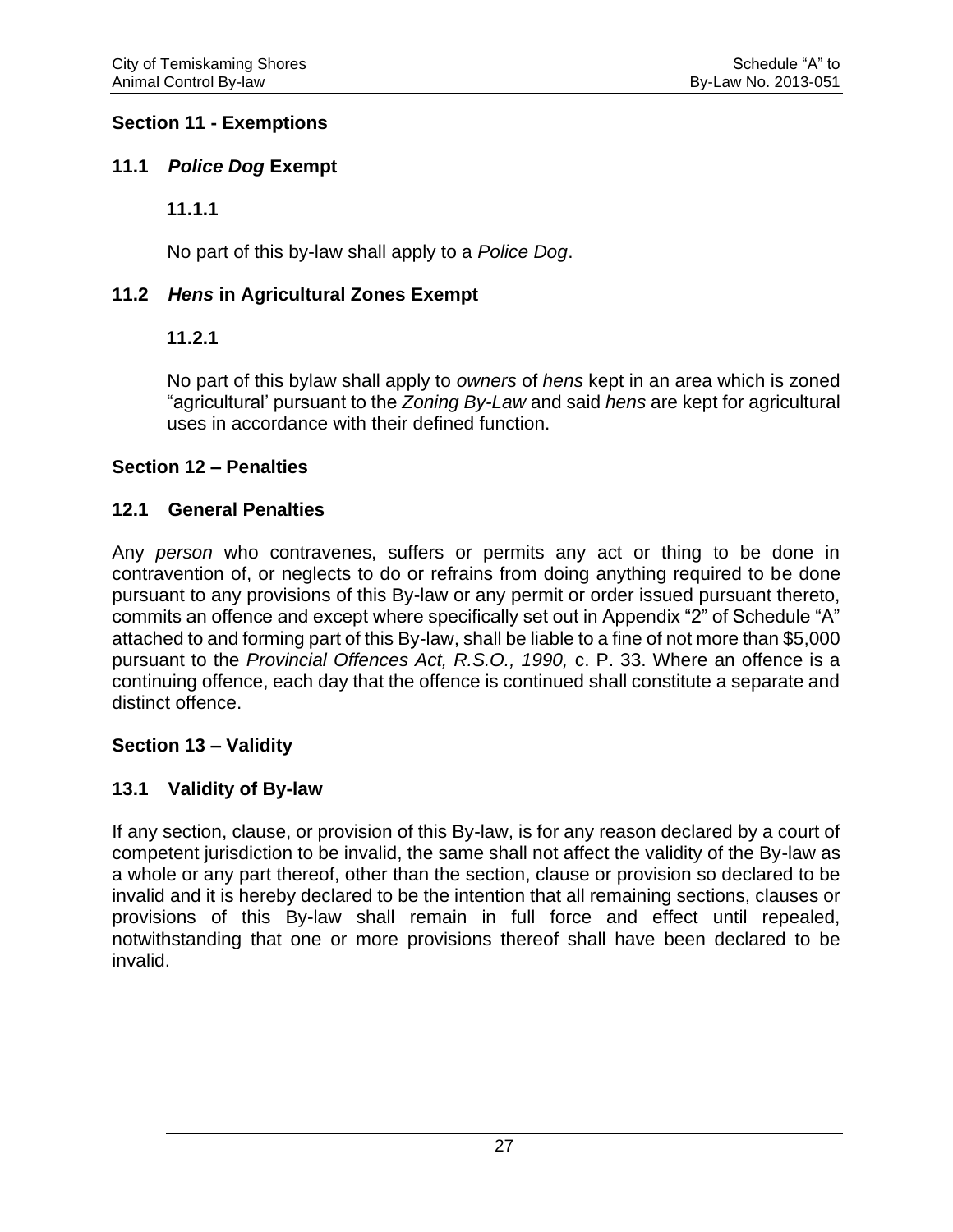## Section 11 - Exemptions

### 11.1 *Police Dog* Exempt

**11.1.1**

No part of this by-law shall apply to a *Police Dog*.

### 11.2 *Hens* in Agricultural Zones Exempt

**11.2.1**

No part of this bylaw shall apply to *owners* of *hens* kept in an area which is zoned "agricultural' pursuant to the *Zoning By-Law* and said *hens* are kept for agricultural uses in accordance with their defined function.

## Section 12 – Penalties

### 12.1 General Penalties

Any *person* who contravenes, suffers or permits any act or thing to be done in contravention of, or neglects to do or refrains from doing anything required to be done pursuant to any provisions of this By-law or any permit or order issued pursuant thereto, commits an offence and except where specifically set out in Appendix "2" of Schedule "A" attached to and forming part of this By-law, shall be liable to a fine of not more than $5,000 pursuant to the *Provincial Offences Act, R.S.O., 1990,* c. P. 33. Where an offence is a continuing offence, each day that the offence is continued shall constitute a separate and distinct offence.

## Section 13 – Validity

### 13.1 Validity of By-law

If any section, clause, or provision of this By-law, is for any reason declared by a court of competent jurisdiction to be invalid, the same shall not affect the validity of the By-law as a whole or any part thereof, other than the section, clause or provision so declared to be invalid and it is hereby declared to be the intention that all remaining sections, clauses or provisions of this By-law shall remain in full force and effect until repealed, notwithstanding that one or more provisions thereof shall have been declared to be invalid.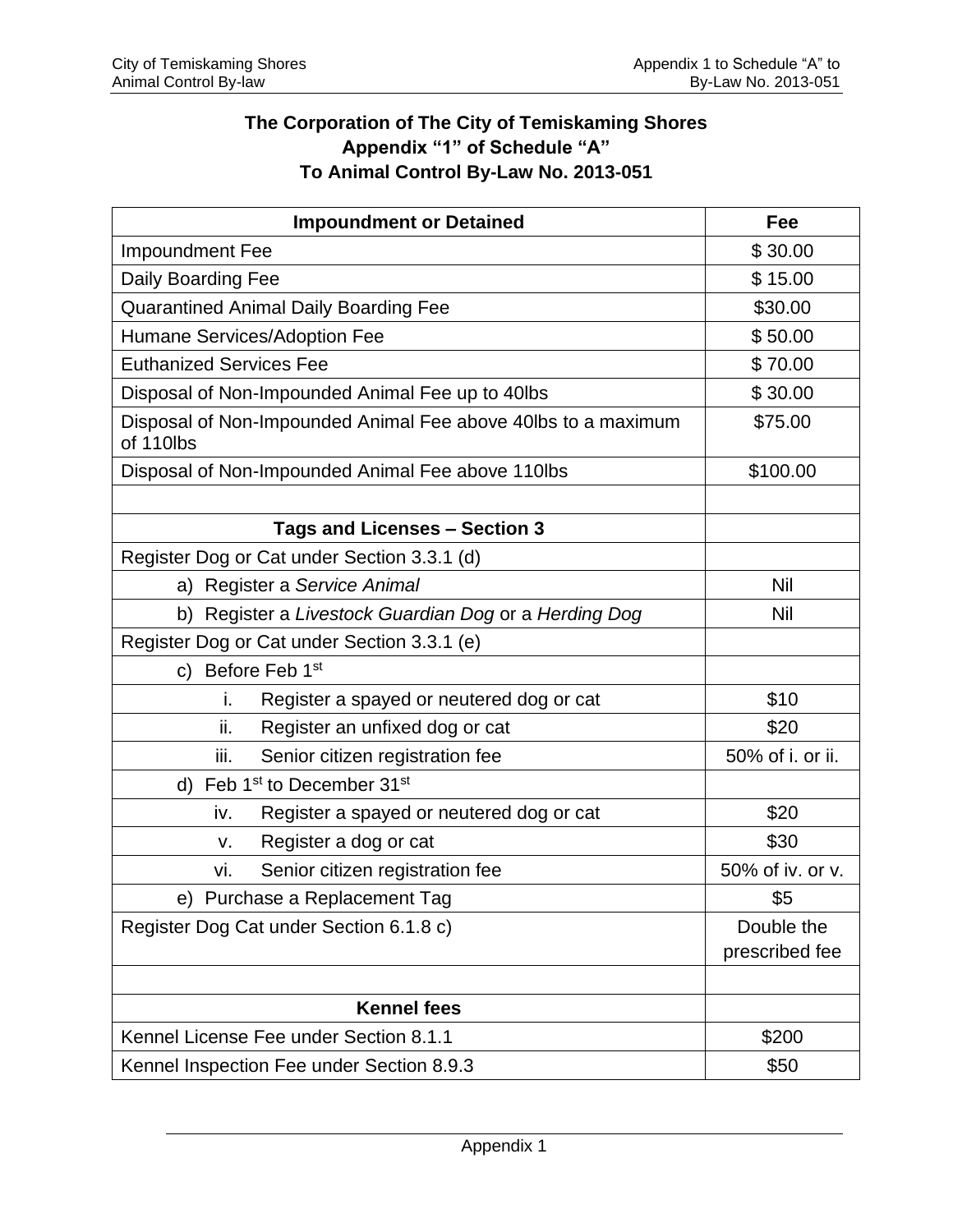# The Corporation of The City of Temiskaming Shores
## Appendix "1" of Schedule "A"
## To Animal Control By-Law No. 2013-051

| Impoundment or Detained | Fee |
|---|---|
| Impoundment Fee | $ 30.00 |
| Daily Boarding Fee | $ 15.00 |
| Quarantined Animal Daily Boarding Fee | $30.00 |
| Humane Services/Adoption Fee | $ 50.00 |
| Euthanized Services Fee | $ 70.00 |
| Disposal of Non-Impounded Animal Fee up to 40lbs | $ 30.00 |
| Disposal of Non-Impounded Animal Fee above 40lbs to a maximum of 110lbs | $75.00 |
| Disposal of Non-Impounded Animal Fee above 110lbs | $100.00 |
| | |
| **Tags and Licenses – Section 3** | |
| Register Dog or Cat under Section 3.3.1 (d) | |
| a) Register a *Service Animal* | Nil |
| b) Register a *Livestock Guardian Dog* or a *Herding Dog* | Nil |
| Register Dog or Cat under Section 3.3.1 (e) | |
| c) Before Feb 1st | |
| i. Register a spayed or neutered dog or cat | $10 |
| ii. Register an unfixed dog or cat | $20 |
| iii. Senior citizen registration fee | 50% of i. or ii. |
| d) Feb 1st to December 31st | |
| iv. Register a spayed or neutered dog or cat | $20 |
| v. Register a dog or cat | $30 |
| vi. Senior citizen registration fee | 50% of iv. or v. |
| e) Purchase a Replacement Tag | $5 |
| Register Dog Cat under Section 6.1.8 c) | Double the prescribed fee |
| | |
| **Kennel fees** | |
| Kennel License Fee under Section 8.1.1 | $200 |
| Kennel Inspection Fee under Section 8.9.3 | $50 |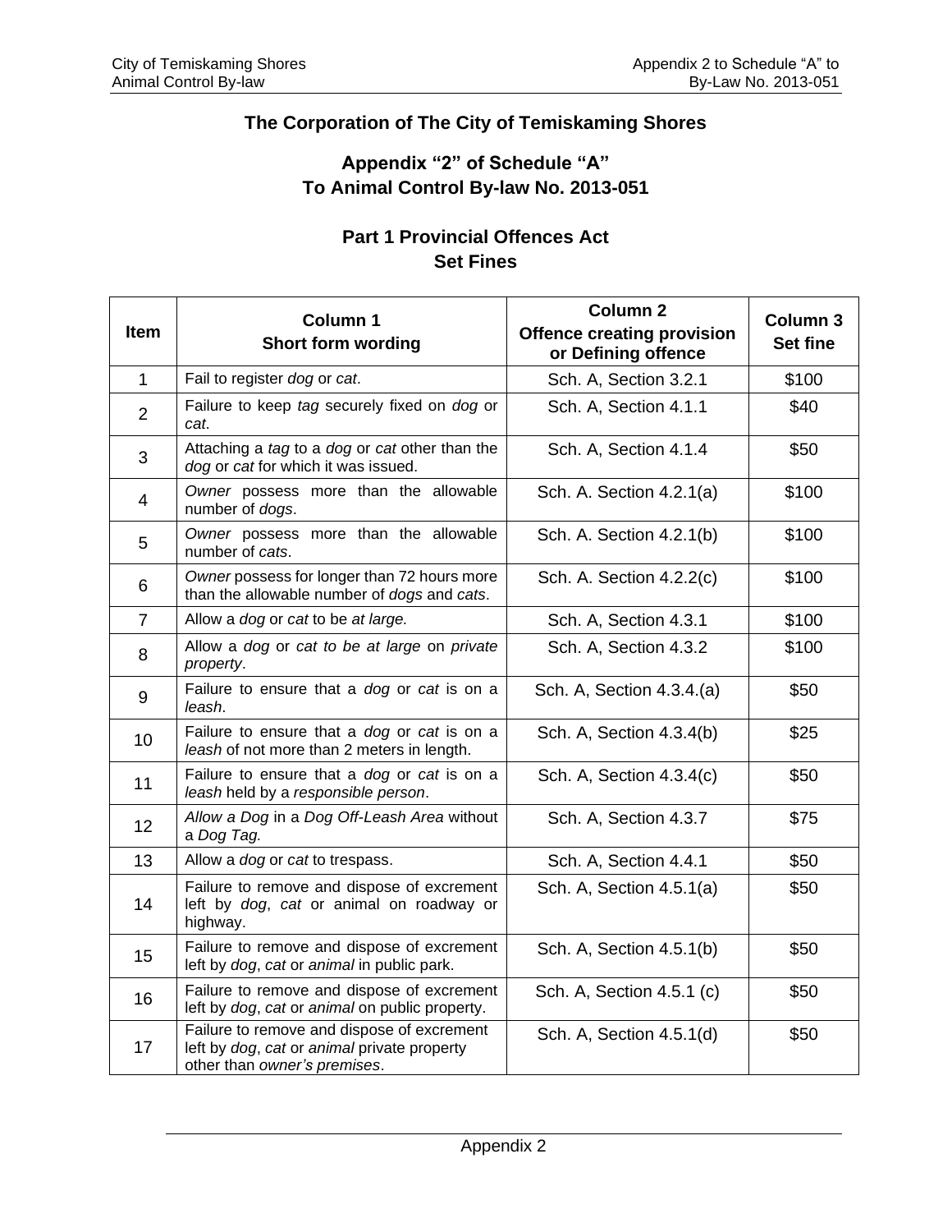## The Corporation of The City of Temiskaming Shores

## Appendix "2" of Schedule "A" To Animal Control By-law No. 2013-051

## Part 1 Provincial Offences Act Set Fines

| Item | Column 1<br>Short form wording | Column 2<br>Offence creating provision or Defining offence | Column 3<br>Set fine |
|---|---|---|---|
| 1 | Fail to register *dog* or *cat*. | Sch. A, Section 3.2.1 | $100 |
| 2 | Failure to keep *tag* securely fixed on *dog* or *cat*. | Sch. A, Section 4.1.1 | $40 |
| 3 | Attaching a *tag* to a *dog* or *cat* other than the *dog* or *cat* for which it was issued. | Sch. A, Section 4.1.4 | $50 |
| 4 | *Owner* possess more than the allowable number of *dogs*. | Sch. A. Section 4.2.1(a) | $100 |
| 5 | *Owner* possess more than the allowable number of *cats*. | Sch. A. Section 4.2.1(b) | $100 |
| 6 | *Owner* possess for longer than 72 hours more than the allowable number of *dogs* and *cats*. | Sch. A. Section 4.2.2(c) | $100 |
| 7 | Allow a *dog* or *cat* to be *at large.* | Sch. A, Section 4.3.1 | $100 |
| 8 | Allow a *dog* or *cat to be at large* on *private property*. | Sch. A, Section 4.3.2 | $100 |
| 9 | Failure to ensure that a *dog* or *cat* is on a *leash*. | Sch. A, Section 4.3.4.(a) | $50 |
| 10 | Failure to ensure that a *dog* or *cat* is on a *leash* of not more than 2 meters in length. | Sch. A, Section 4.3.4(b) | $25 |
| 11 | Failure to ensure that a *dog* or *cat* is on a *leash* held by a *responsible person*. | Sch. A, Section 4.3.4(c) | $50 |
| 12 | *Allow a Dog* in a *Dog Off-Leash Area* without a *Dog Tag.* | Sch. A, Section 4.3.7 | $75 |
| 13 | Allow a *dog* or *cat* to trespass. | Sch. A, Section 4.4.1 | $50 |
| 14 | Failure to remove and dispose of excrement left by *dog*, *cat* or animal on roadway or highway. | Sch. A, Section 4.5.1(a) | $50 |
| 15 | Failure to remove and dispose of excrement left by *dog*, *cat* or *animal* in public park. | Sch. A, Section 4.5.1(b) | $50 |
| 16 | Failure to remove and dispose of excrement left by *dog*, *cat* or *animal* on public property. | Sch. A, Section 4.5.1 (c) | $50 |
| 17 | Failure to remove and dispose of excrement left by *dog*, *cat* or *animal* private property other than *owner's premises*. | Sch. A, Section 4.5.1(d) | $50 |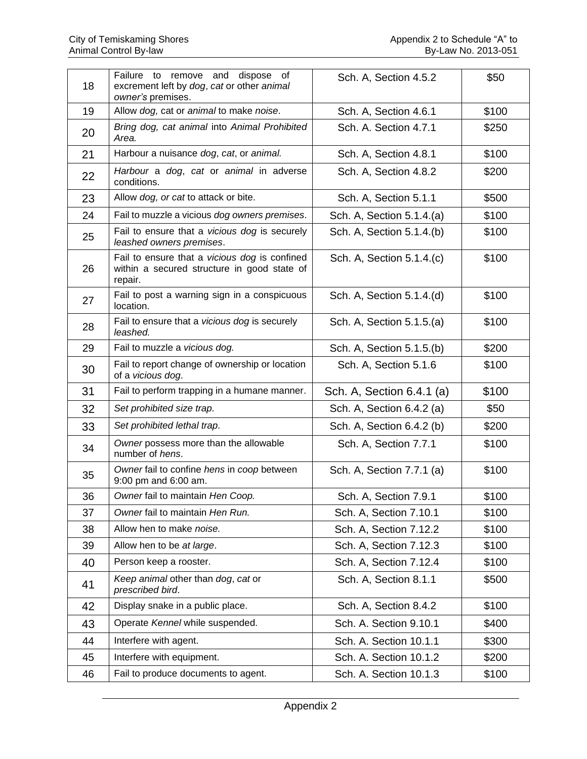| 18 | Failure to remove and dispose of excrement left by *dog*, *cat* or other *animal owner's* premises. | Sch. A, Section 4.5.2 | $50 |
|---|---|---|---|
| 19 | Allow *dog,* cat or *animal* to make *noise*. | Sch. A, Section 4.6.1 | $100 |
| 20 | *Bring dog, cat animal* into *Animal Prohibited Area.* | Sch. A. Section 4.7.1 | $250 |
| 21 | Harbour a nuisance *dog*, *cat*, or *animal.* | Sch. A, Section 4.8.1 | $100 |
| 22 | *Harbour* a *dog*, *cat* or *animal* in adverse conditions. | Sch. A, Section 4.8.2 | $200 |
| 23 | Allow *dog, or cat* to attack or bite. | Sch. A, Section 5.1.1 | $500 |
| 24 | Fail to muzzle a vicious *dog owners premises*. | Sch. A, Section 5.1.4.(a) | $100 |
| 25 | Fail to ensure that a *vicious dog* is securely *leashed owners premises*. | Sch. A, Section 5.1.4.(b) | $100 |
| 26 | Fail to ensure that a *vicious dog* is confined within a secured structure in good state of repair. | Sch. A, Section 5.1.4.(c) | $100 |
| 27 | Fail to post a warning sign in a conspicuous location. | Sch. A, Section 5.1.4.(d) | $100 |
| 28 | Fail to ensure that a *vicious dog* is securely *leashed.* | Sch. A, Section 5.1.5.(a) | $100 |
| 29 | Fail to muzzle a *vicious dog.* | Sch. A, Section 5.1.5.(b) | $200 |
| 30 | Fail to report change of ownership or location of a *vicious dog*. | Sch. A, Section 5.1.6 | $100 |
| 31 | Fail to perform trapping in a humane manner. | Sch. A, Section 6.4.1 (a) | $100 |
| 32 | *Set prohibited size trap.* | Sch. A, Section 6.4.2 (a) | $50 |
| 33 | *Set prohibited lethal trap.* | Sch. A, Section 6.4.2 (b) | $200 |
| 34 | *Owner* possess more than the allowable number of *hens*. | Sch. A, Section 7.7.1 | $100 |
| 35 | *Owner* fail to confine *hens* in *coop* between 9:00 pm and 6:00 am. | Sch. A, Section 7.7.1 (a) | $100 |
| 36 | *Owner* fail to maintain *Hen Coop.* | Sch. A, Section 7.9.1 | $100 |
| 37 | *Owner* fail to maintain *Hen Run.* | Sch. A, Section 7.10.1 | $100 |
| 38 | Allow hen to make *noise.* | Sch. A, Section 7.12.2 | $100 |
| 39 | Allow hen to be *at large*. | Sch. A, Section 7.12.3 | $100 |
| 40 | Person keep a rooster. | Sch. A, Section 7.12.4 | $100 |
| 41 | *Keep animal* other than *dog*, *cat* or *prescribed bird*. | Sch. A, Section 8.1.1 | $500 |
| 42 | Display snake in a public place. | Sch. A, Section 8.4.2 | $100 |
| 43 | Operate *Kennel* while suspended. | Sch. A. Section 9.10.1 | $400 |
| 44 | Interfere with agent. | Sch. A. Section 10.1.1 | $300 |
| 45 | Interfere with equipment. | Sch. A. Section 10.1.2 | $200 |
| 46 | Fail to produce documents to agent. | Sch. A. Section 10.1.3 | $100 |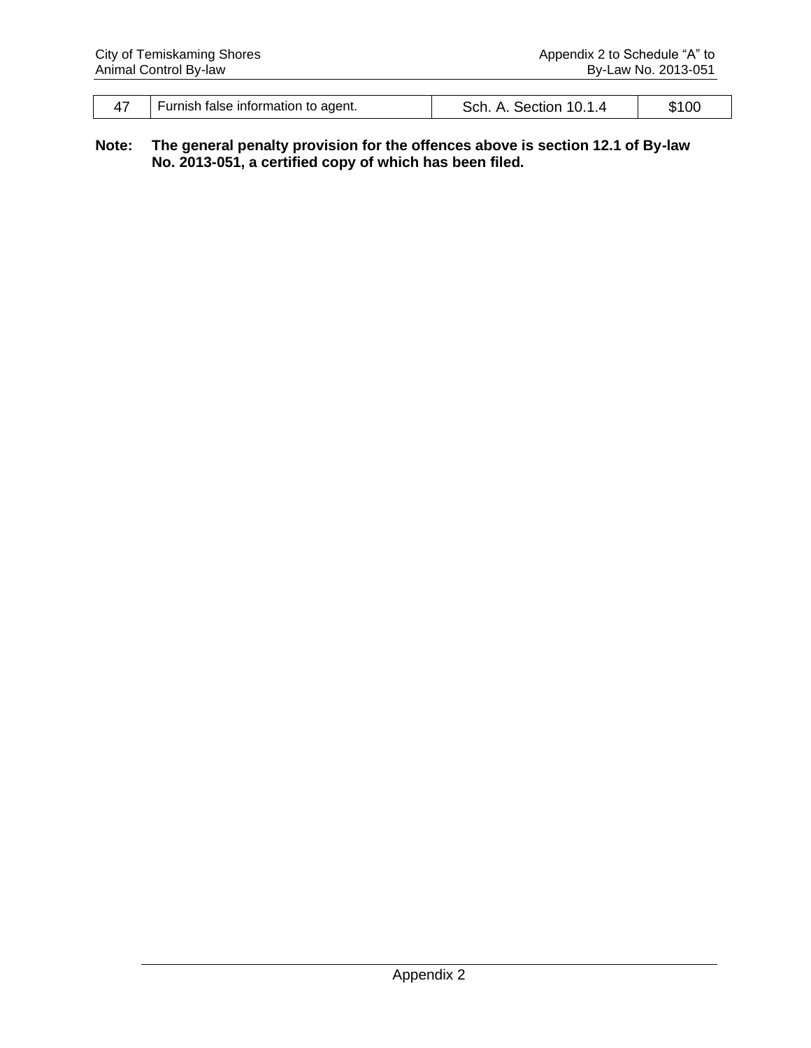| 47 | Furnish false information to agent. | Sch. A. Section 10.1.4 | $100 |
|---|---|---|---|

**Note: The general penalty provision for the offences above is section 12.1 of By-law No. 2013-051, a certified copy of which has been filed.**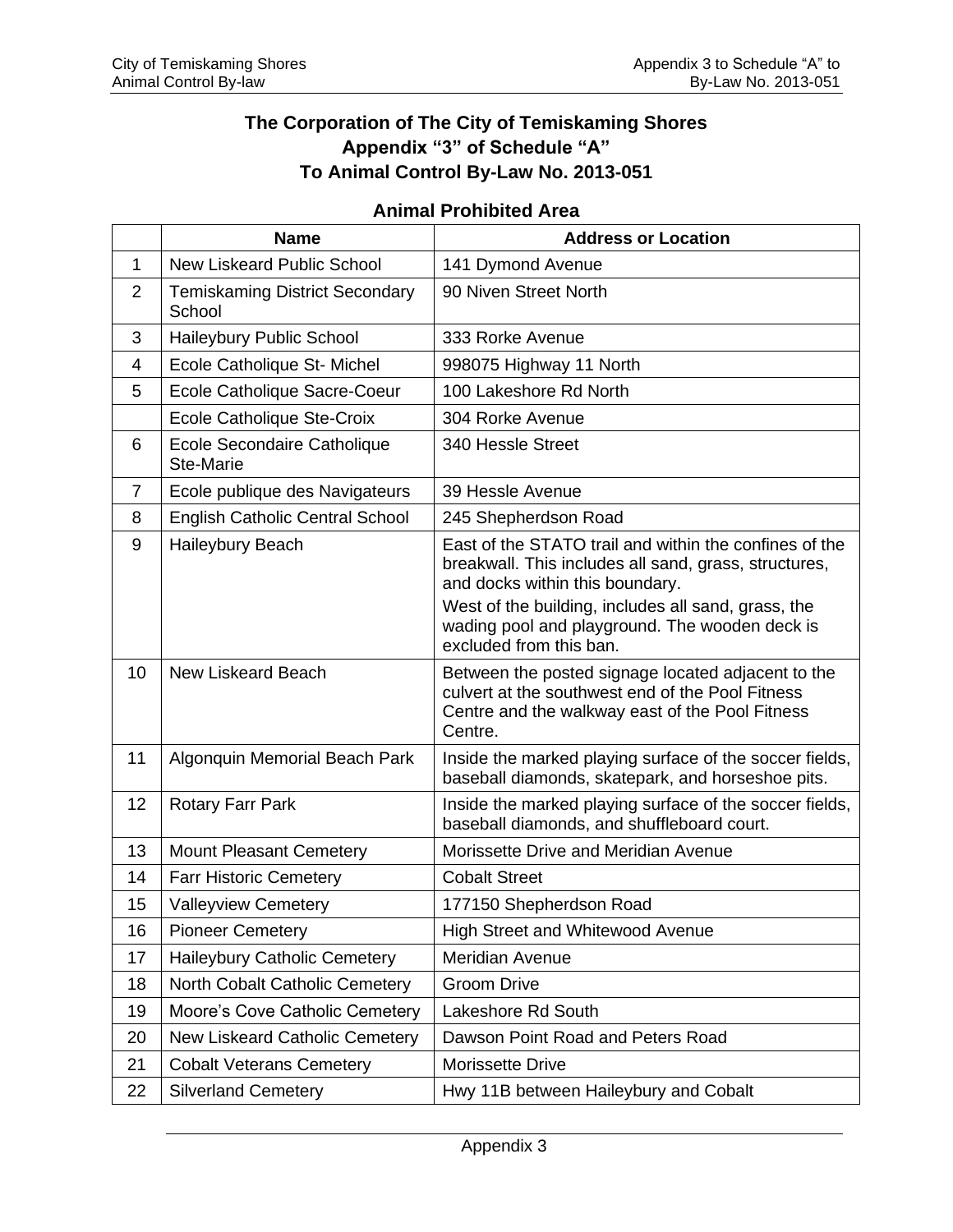# The Corporation of The City of Temiskaming Shores
# Appendix "3" of Schedule "A"
# To Animal Control By-Law No. 2013-051

## Animal Prohibited Area

| | Name | Address or Location |
|---|---|---|
| 1 | New Liskeard Public School | 141 Dymond Avenue |
| 2 | Temiskaming District Secondary School | 90 Niven Street North |
| 3 | Haileybury Public School | 333 Rorke Avenue |
| 4 | Ecole Catholique St- Michel | 998075 Highway 11 North |
| 5 | Ecole Catholique Sacre-Coeur | 100 Lakeshore Rd North |
| | Ecole Catholique Ste-Croix | 304 Rorke Avenue |
| 6 | Ecole Secondaire Catholique Ste-Marie | 340 Hessle Street |
| 7 | Ecole publique des Navigateurs | 39 Hessle Avenue |
| 8 | English Catholic Central School | 245 Shepherdson Road |
| 9 | Haileybury Beach | East of the STATO trail and within the confines of the breakwall. This includes all sand, grass, structures, and docks within this boundary.<br>West of the building, includes all sand, grass, the wading pool and playground. The wooden deck is excluded from this ban. |
| 10 | New Liskeard Beach | Between the posted signage located adjacent to the culvert at the southwest end of the Pool Fitness Centre and the walkway east of the Pool Fitness Centre. |
| 11 | Algonquin Memorial Beach Park | Inside the marked playing surface of the soccer fields, baseball diamonds, skatepark, and horseshoe pits. |
| 12 | Rotary Farr Park | Inside the marked playing surface of the soccer fields, baseball diamonds, and shuffleboard court. |
| 13 | Mount Pleasant Cemetery | Morissette Drive and Meridian Avenue |
| 14 | Farr Historic Cemetery | Cobalt Street |
| 15 | Valleyview Cemetery | 177150 Shepherdson Road |
| 16 | Pioneer Cemetery | High Street and Whitewood Avenue |
| 17 | Haileybury Catholic Cemetery | Meridian Avenue |
| 18 | North Cobalt Catholic Cemetery | Groom Drive |
| 19 | Moore's Cove Catholic Cemetery | Lakeshore Rd South |
| 20 | New Liskeard Catholic Cemetery | Dawson Point Road and Peters Road |
| 21 | Cobalt Veterans Cemetery | Morissette Drive |
| 22 | Silverland Cemetery | Hwy 11B between Haileybury and Cobalt |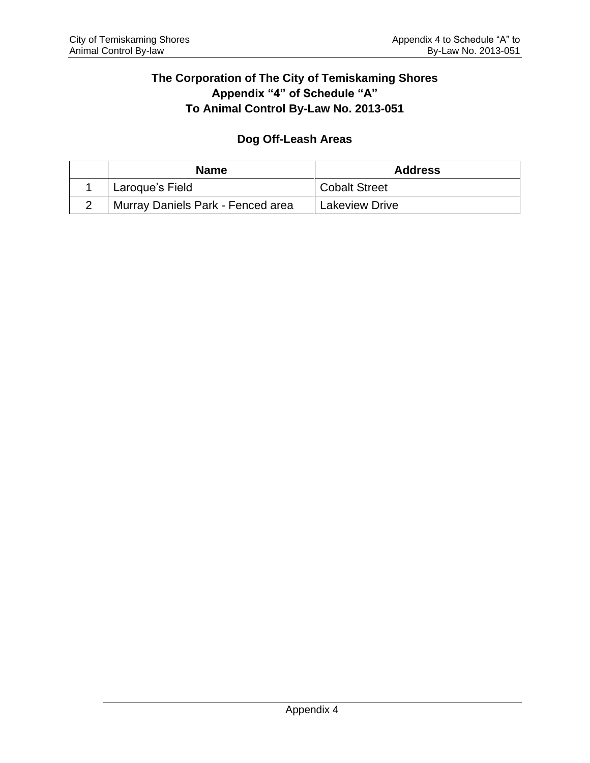## The Corporation of The City of Temiskaming Shores
## Appendix "4" of Schedule "A"
## To Animal Control By-Law No. 2013-051

### Dog Off-Leash Areas

| | Name | Address |
|---|---|---|
| 1 | Laroque's Field | Cobalt Street |
| 2 | Murray Daniels Park - Fenced area | Lakeview Drive |